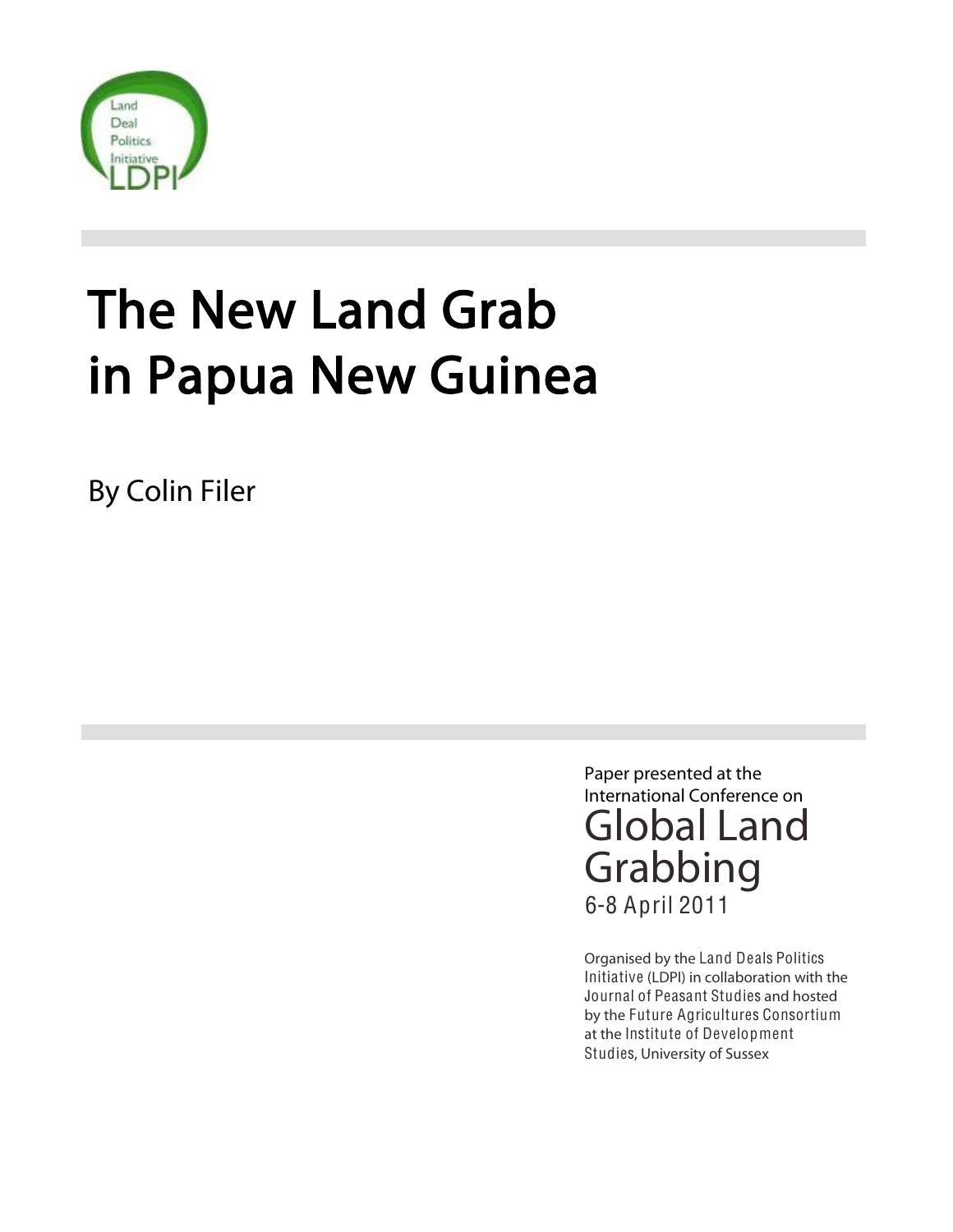Land Deal Politics Initiative LDPI

# The New Land Grab in Papua New Guinea

By Colin Filer

Paper presented at the International Conference on

## Global Land Grabbing

6-8 April 2011

Organised by the Land Deals Politics Initiative (LDPI) in collaboration with the Journal of Peasant Studies and hosted by the Future Agricultures Consortium at the Institute of Development Studies, University of Sussex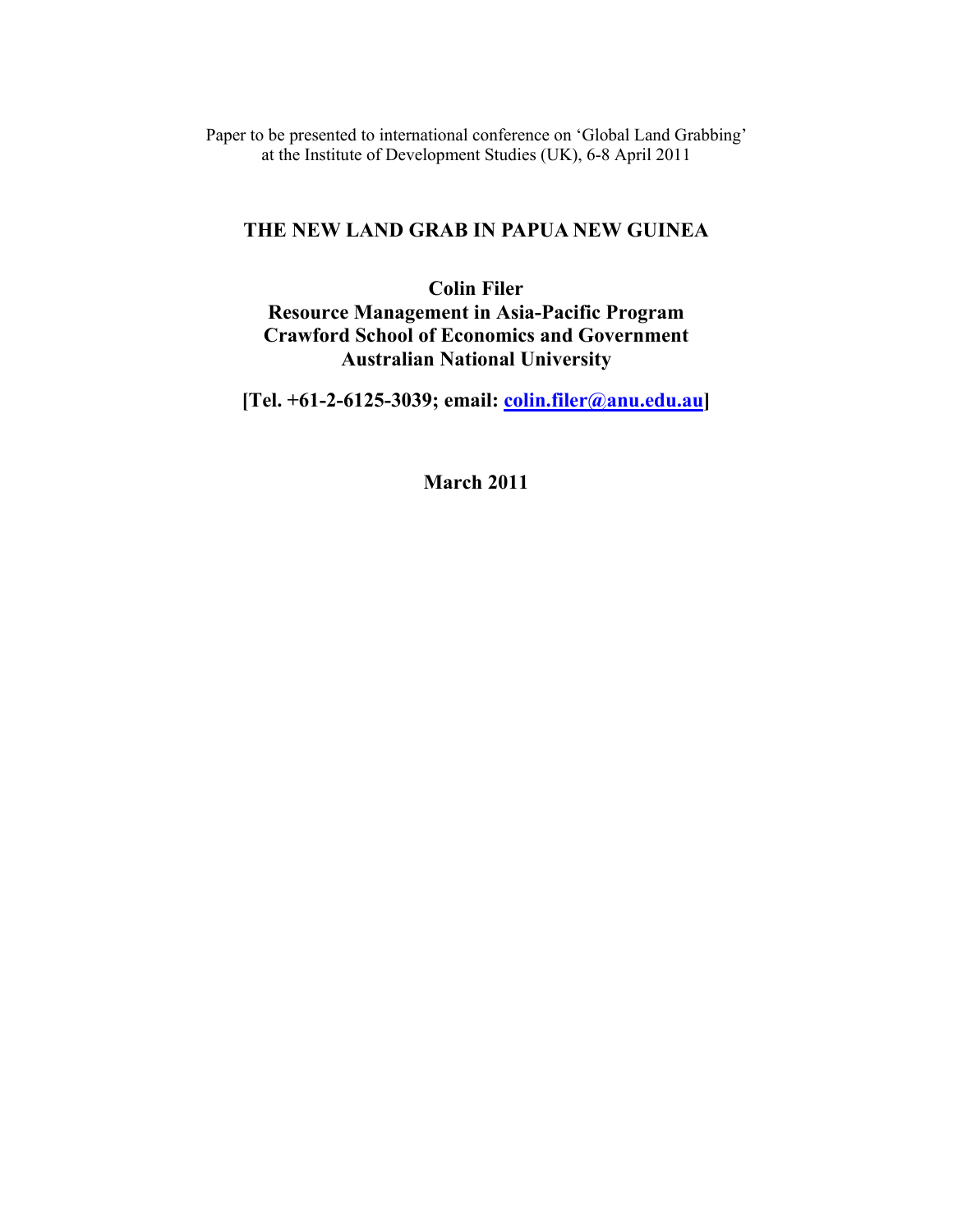Paper to be presented to international conference on 'Global Land Grabbing' at the Institute of Development Studies (UK), 6-8 April 2011

# THE NEW LAND GRAB IN PAPUA NEW GUINEA

**Colin Filer**
**Resource Management in Asia-Pacific Program**
**Crawford School of Economics and Government**
**Australian National University**

**[Tel. +61-2-6125-3039; email: colin.filer@anu.edu.au]**

**March 2011**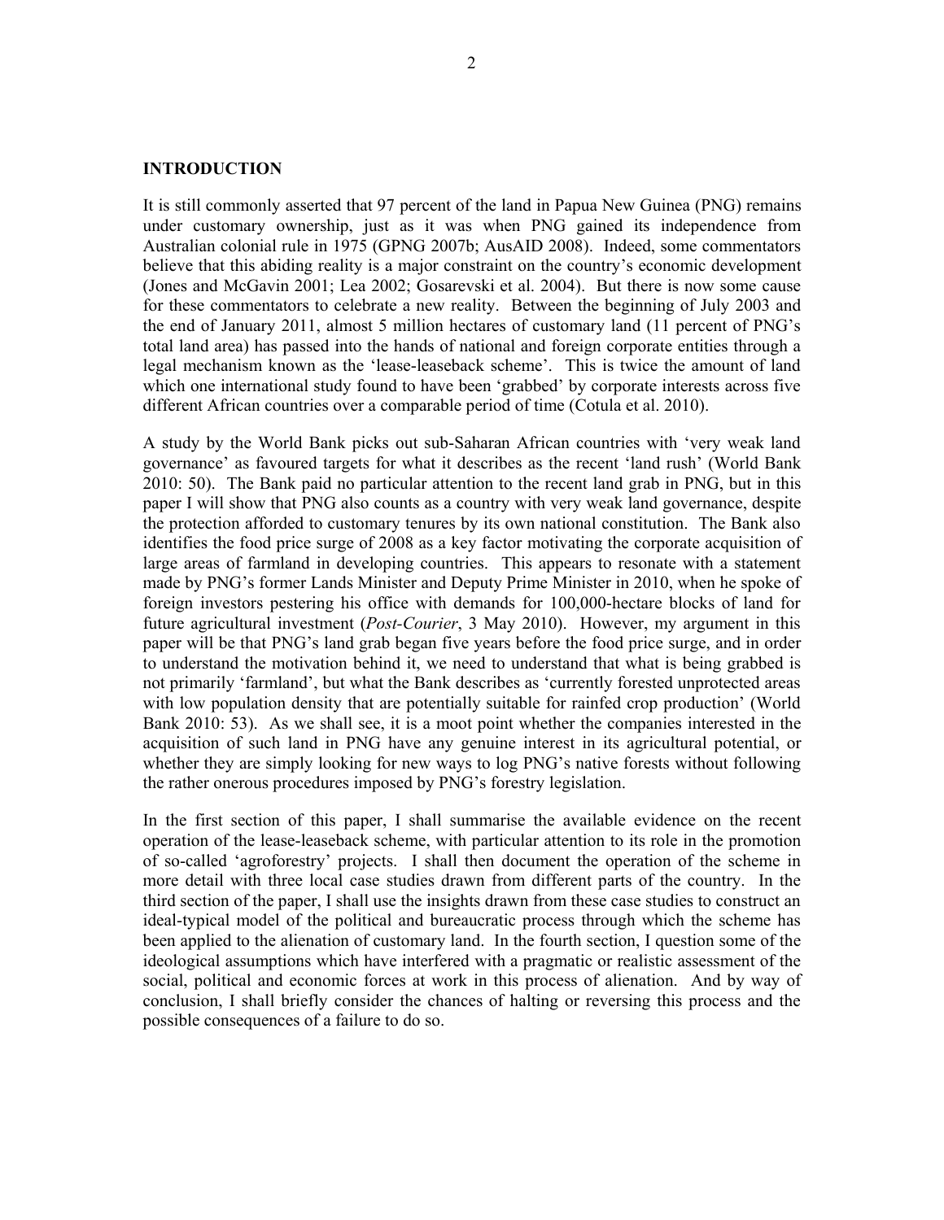## INTRODUCTION

It is still commonly asserted that 97 percent of the land in Papua New Guinea (PNG) remains under customary ownership, just as it was when PNG gained its independence from Australian colonial rule in 1975 (GPNG 2007b; AusAID 2008). Indeed, some commentators believe that this abiding reality is a major constraint on the country's economic development (Jones and McGavin 2001; Lea 2002; Gosarevski et al. 2004). But there is now some cause for these commentators to celebrate a new reality. Between the beginning of July 2003 and the end of January 2011, almost 5 million hectares of customary land (11 percent of PNG's total land area) has passed into the hands of national and foreign corporate entities through a legal mechanism known as the 'lease-leaseback scheme'. This is twice the amount of land which one international study found to have been 'grabbed' by corporate interests across five different African countries over a comparable period of time (Cotula et al. 2010).

A study by the World Bank picks out sub-Saharan African countries with 'very weak land governance' as favoured targets for what it describes as the recent 'land rush' (World Bank 2010: 50). The Bank paid no particular attention to the recent land grab in PNG, but in this paper I will show that PNG also counts as a country with very weak land governance, despite the protection afforded to customary tenures by its own national constitution. The Bank also identifies the food price surge of 2008 as a key factor motivating the corporate acquisition of large areas of farmland in developing countries. This appears to resonate with a statement made by PNG's former Lands Minister and Deputy Prime Minister in 2010, when he spoke of foreign investors pestering his office with demands for 100,000-hectare blocks of land for future agricultural investment (*Post-Courier*, 3 May 2010). However, my argument in this paper will be that PNG's land grab began five years before the food price surge, and in order to understand the motivation behind it, we need to understand that what is being grabbed is not primarily 'farmland', but what the Bank describes as 'currently forested unprotected areas with low population density that are potentially suitable for rainfed crop production' (World Bank 2010: 53). As we shall see, it is a moot point whether the companies interested in the acquisition of such land in PNG have any genuine interest in its agricultural potential, or whether they are simply looking for new ways to log PNG's native forests without following the rather onerous procedures imposed by PNG's forestry legislation.

In the first section of this paper, I shall summarise the available evidence on the recent operation of the lease-leaseback scheme, with particular attention to its role in the promotion of so-called 'agroforestry' projects. I shall then document the operation of the scheme in more detail with three local case studies drawn from different parts of the country. In the third section of the paper, I shall use the insights drawn from these case studies to construct an ideal-typical model of the political and bureaucratic process through which the scheme has been applied to the alienation of customary land. In the fourth section, I question some of the ideological assumptions which have interfered with a pragmatic or realistic assessment of the social, political and economic forces at work in this process of alienation. And by way of conclusion, I shall briefly consider the chances of halting or reversing this process and the possible consequences of a failure to do so.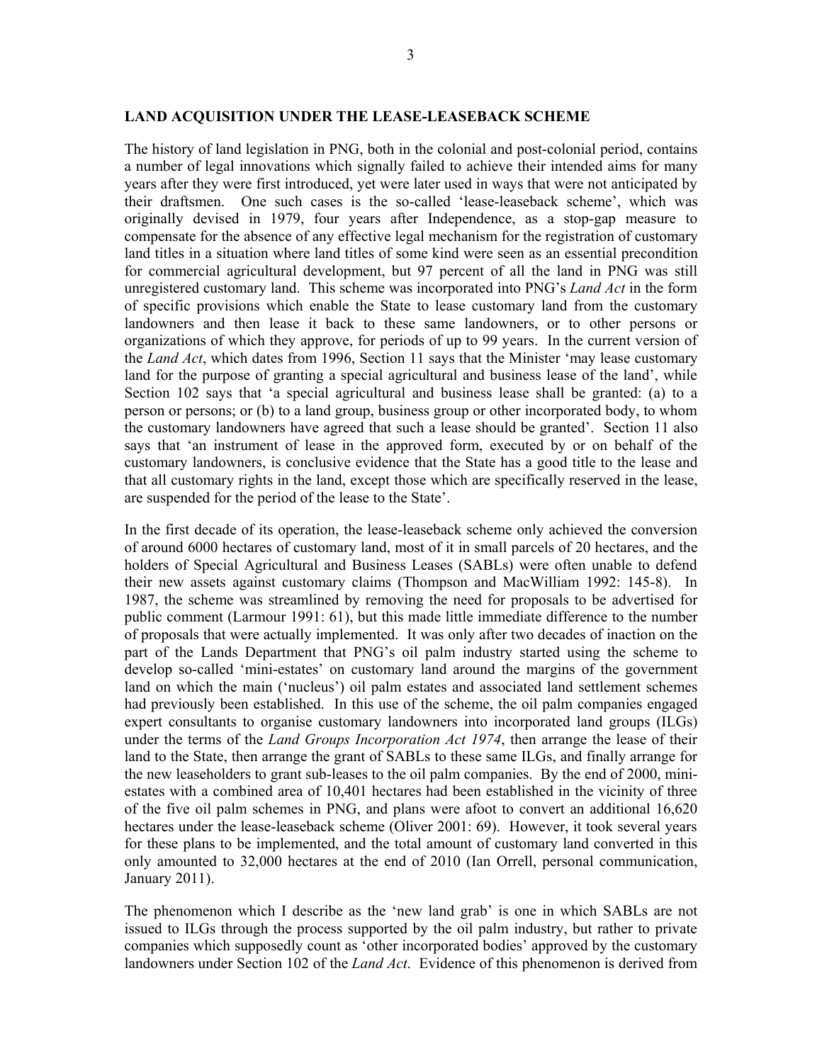## LAND ACQUISITION UNDER THE LEASE-LEASEBACK SCHEME

The history of land legislation in PNG, both in the colonial and post-colonial period, contains a number of legal innovations which signally failed to achieve their intended aims for many years after they were first introduced, yet were later used in ways that were not anticipated by their draftsmen. One such cases is the so-called 'lease-leaseback scheme', which was originally devised in 1979, four years after Independence, as a stop-gap measure to compensate for the absence of any effective legal mechanism for the registration of customary land titles in a situation where land titles of some kind were seen as an essential precondition for commercial agricultural development, but 97 percent of all the land in PNG was still unregistered customary land. This scheme was incorporated into PNG's *Land Act* in the form of specific provisions which enable the State to lease customary land from the customary landowners and then lease it back to these same landowners, or to other persons or organizations of which they approve, for periods of up to 99 years. In the current version of the *Land Act*, which dates from 1996, Section 11 says that the Minister 'may lease customary land for the purpose of granting a special agricultural and business lease of the land', while Section 102 says that 'a special agricultural and business lease shall be granted: (a) to a person or persons; or (b) to a land group, business group or other incorporated body, to whom the customary landowners have agreed that such a lease should be granted'. Section 11 also says that 'an instrument of lease in the approved form, executed by or on behalf of the customary landowners, is conclusive evidence that the State has a good title to the lease and that all customary rights in the land, except those which are specifically reserved in the lease, are suspended for the period of the lease to the State'.

In the first decade of its operation, the lease-leaseback scheme only achieved the conversion of around 6000 hectares of customary land, most of it in small parcels of 20 hectares, and the holders of Special Agricultural and Business Leases (SABLs) were often unable to defend their new assets against customary claims (Thompson and MacWilliam 1992: 145-8). In 1987, the scheme was streamlined by removing the need for proposals to be advertised for public comment (Larmour 1991: 61), but this made little immediate difference to the number of proposals that were actually implemented. It was only after two decades of inaction on the part of the Lands Department that PNG's oil palm industry started using the scheme to develop so-called 'mini-estates' on customary land around the margins of the government land on which the main ('nucleus') oil palm estates and associated land settlement schemes had previously been established. In this use of the scheme, the oil palm companies engaged expert consultants to organise customary landowners into incorporated land groups (ILGs) under the terms of the *Land Groups Incorporation Act 1974*, then arrange the lease of their land to the State, then arrange the grant of SABLs to these same ILGs, and finally arrange for the new leaseholders to grant sub-leases to the oil palm companies. By the end of 2000, mini-estates with a combined area of 10,401 hectares had been established in the vicinity of three of the five oil palm schemes in PNG, and plans were afoot to convert an additional 16,620 hectares under the lease-leaseback scheme (Oliver 2001: 69). However, it took several years for these plans to be implemented, and the total amount of customary land converted in this only amounted to 32,000 hectares at the end of 2010 (Ian Orrell, personal communication, January 2011).

The phenomenon which I describe as the 'new land grab' is one in which SABLs are not issued to ILGs through the process supported by the oil palm industry, but rather to private companies which supposedly count as 'other incorporated bodies' approved by the customary landowners under Section 102 of the *Land Act*. Evidence of this phenomenon is derived from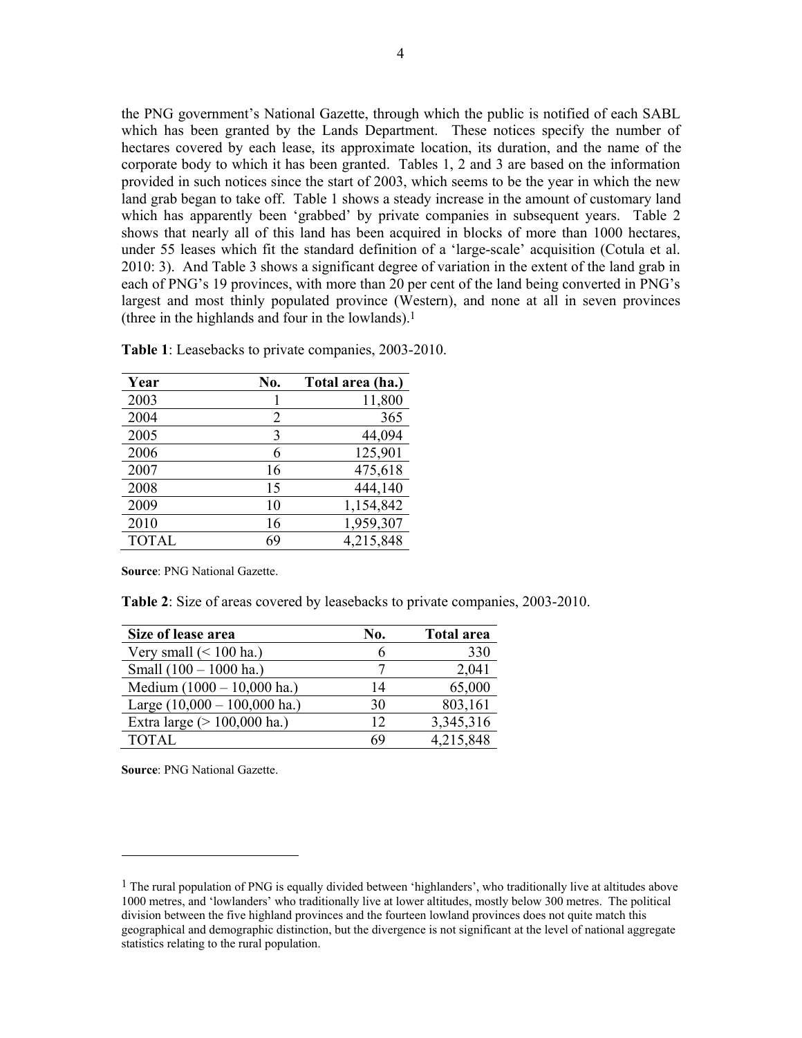the PNG government's National Gazette, through which the public is notified of each SABL which has been granted by the Lands Department. These notices specify the number of hectares covered by each lease, its approximate location, its duration, and the name of the corporate body to which it has been granted. Tables 1, 2 and 3 are based on the information provided in such notices since the start of 2003, which seems to be the year in which the new land grab began to take off. Table 1 shows a steady increase in the amount of customary land which has apparently been 'grabbed' by private companies in subsequent years. Table 2 shows that nearly all of this land has been acquired in blocks of more than 1000 hectares, under 55 leases which fit the standard definition of a 'large-scale' acquisition (Cotula et al. 2010: 3). And Table 3 shows a significant degree of variation in the extent of the land grab in each of PNG's 19 provinces, with more than 20 per cent of the land being converted in PNG's largest and most thinly populated province (Western), and none at all in seven provinces (three in the highlands and four in the lowlands).[1]

**Table 1**: Leasebacks to private companies, 2003-2010.

| Year | No. | Total area (ha.) |
|---|---:|---:|
| 2003 | 1 | 11,800 |
| 2004 | 2 | 365 |
| 2005 | 3 | 44,094 |
| 2006 | 6 | 125,901 |
| 2007 | 16 | 475,618 |
| 2008 | 15 | 444,140 |
| 2009 | 10 | 1,154,842 |
| 2010 | 16 | 1,959,307 |
| TOTAL | 69 | 4,215,848 |

**Source**: PNG National Gazette.

**Table 2**: Size of areas covered by leasebacks to private companies, 2003-2010.

| Size of lease area | No. | Total area |
|---|---:|---:|
| Very small (< 100 ha.) | 6 | 330 |
| Small (100 – 1000 ha.) | 7 | 2,041 |
| Medium (1000 – 10,000 ha.) | 14 | 65,000 |
| Large (10,000 – 100,000 ha.) | 30 | 803,161 |
| Extra large (> 100,000 ha.) | 12 | 3,345,316 |
| TOTAL | 69 | 4,215,848 |

**Source**: PNG National Gazette.

[1] The rural population of PNG is equally divided between 'highlanders', who traditionally live at altitudes above 1000 metres, and 'lowlanders' who traditionally live at lower altitudes, mostly below 300 metres. The political division between the five highland provinces and the fourteen lowland provinces does not quite match this geographical and demographic distinction, but the divergence is not significant at the level of national aggregate statistics relating to the rural population.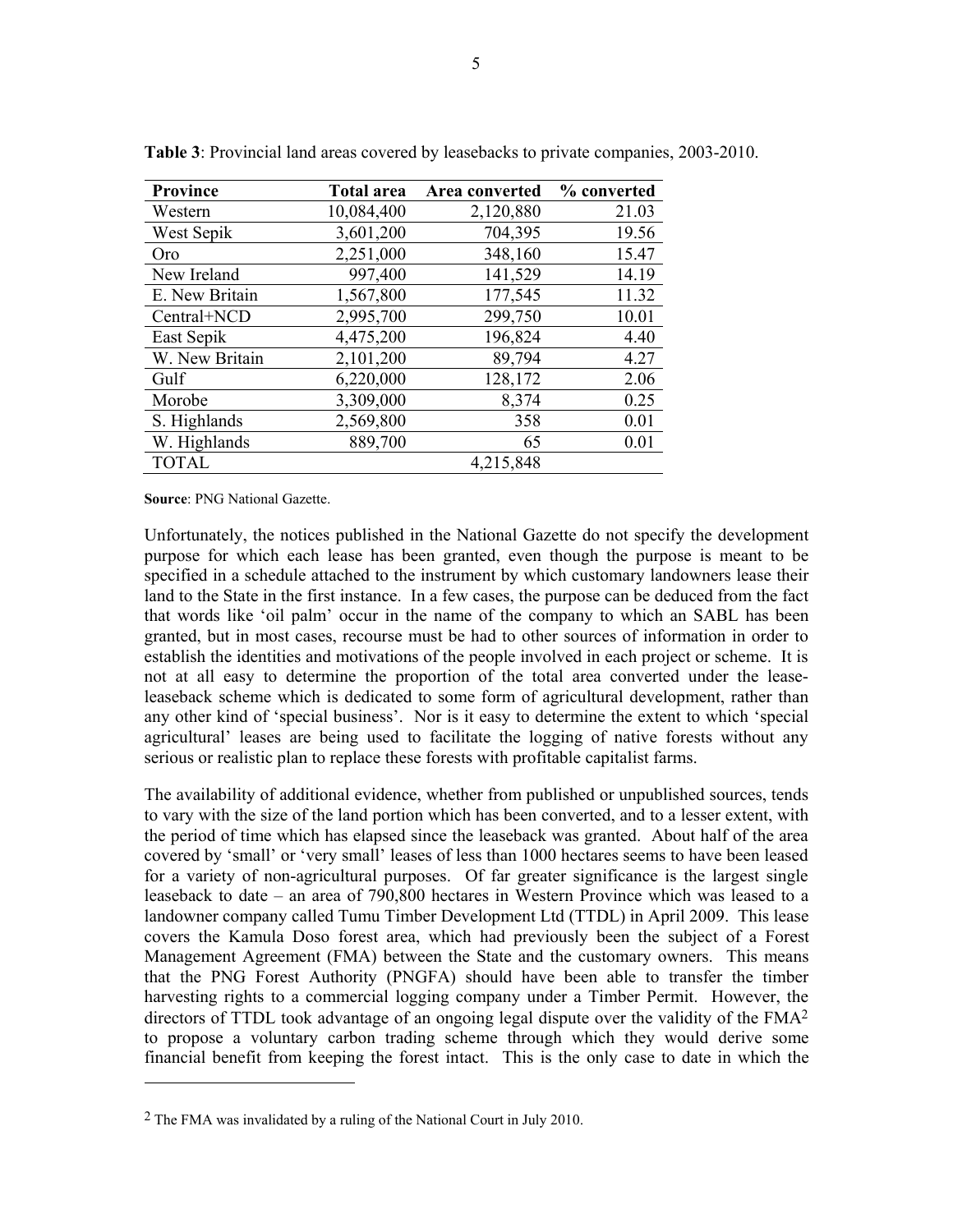**Table 3**: Provincial land areas covered by leasebacks to private companies, 2003-2010.

| Province | Total area | Area converted | % converted |
|---|---|---|---|
| Western | 10,084,400 | 2,120,880 | 21.03 |
| West Sepik | 3,601,200 | 704,395 | 19.56 |
| Oro | 2,251,000 | 348,160 | 15.47 |
| New Ireland | 997,400 | 141,529 | 14.19 |
| E. New Britain | 1,567,800 | 177,545 | 11.32 |
| Central+NCD | 2,995,700 | 299,750 | 10.01 |
| East Sepik | 4,475,200 | 196,824 | 4.40 |
| W. New Britain | 2,101,200 | 89,794 | 4.27 |
| Gulf | 6,220,000 | 128,172 | 2.06 |
| Morobe | 3,309,000 | 8,374 | 0.25 |
| S. Highlands | 2,569,800 | 358 | 0.01 |
| W. Highlands | 889,700 | 65 | 0.01 |
| TOTAL | | 4,215,848 | |

**Source**: PNG National Gazette.

Unfortunately, the notices published in the National Gazette do not specify the development purpose for which each lease has been granted, even though the purpose is meant to be specified in a schedule attached to the instrument by which customary landowners lease their land to the State in the first instance. In a few cases, the purpose can be deduced from the fact that words like 'oil palm' occur in the name of the company to which an SABL has been granted, but in most cases, recourse must be had to other sources of information in order to establish the identities and motivations of the people involved in each project or scheme. It is not at all easy to determine the proportion of the total area converted under the lease-leaseback scheme which is dedicated to some form of agricultural development, rather than any other kind of 'special business'. Nor is it easy to determine the extent to which 'special agricultural' leases are being used to facilitate the logging of native forests without any serious or realistic plan to replace these forests with profitable capitalist farms.

The availability of additional evidence, whether from published or unpublished sources, tends to vary with the size of the land portion which has been converted, and to a lesser extent, with the period of time which has elapsed since the leaseback was granted. About half of the area covered by 'small' or 'very small' leases of less than 1000 hectares seems to have been leased for a variety of non-agricultural purposes. Of far greater significance is the largest single leaseback to date – an area of 790,800 hectares in Western Province which was leased to a landowner company called Tumu Timber Development Ltd (TTDL) in April 2009. This lease covers the Kamula Doso forest area, which had previously been the subject of a Forest Management Agreement (FMA) between the State and the customary owners. This means that the PNG Forest Authority (PNGFA) should have been able to transfer the timber harvesting rights to a commercial logging company under a Timber Permit. However, the directors of TTDL took advantage of an ongoing legal dispute over the validity of the FMA[2] to propose a voluntary carbon trading scheme through which they would derive some financial benefit from keeping the forest intact. This is the only case to date in which the

[2] The FMA was invalidated by a ruling of the National Court in July 2010.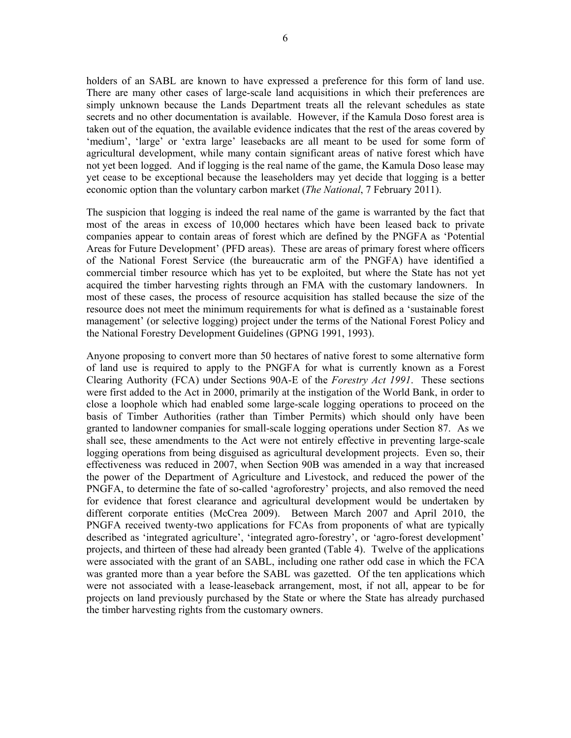holders of an SABL are known to have expressed a preference for this form of land use. There are many other cases of large-scale land acquisitions in which their preferences are simply unknown because the Lands Department treats all the relevant schedules as state secrets and no other documentation is available. However, if the Kamula Doso forest area is taken out of the equation, the available evidence indicates that the rest of the areas covered by 'medium', 'large' or 'extra large' leasebacks are all meant to be used for some form of agricultural development, while many contain significant areas of native forest which have not yet been logged. And if logging is the real name of the game, the Kamula Doso lease may yet cease to be exceptional because the leaseholders may yet decide that logging is a better economic option than the voluntary carbon market (*The National*, 7 February 2011).

The suspicion that logging is indeed the real name of the game is warranted by the fact that most of the areas in excess of 10,000 hectares which have been leased back to private companies appear to contain areas of forest which are defined by the PNGFA as 'Potential Areas for Future Development' (PFD areas). These are areas of primary forest where officers of the National Forest Service (the bureaucratic arm of the PNGFA) have identified a commercial timber resource which has yet to be exploited, but where the State has not yet acquired the timber harvesting rights through an FMA with the customary landowners. In most of these cases, the process of resource acquisition has stalled because the size of the resource does not meet the minimum requirements for what is defined as a 'sustainable forest management' (or selective logging) project under the terms of the National Forest Policy and the National Forestry Development Guidelines (GPNG 1991, 1993).

Anyone proposing to convert more than 50 hectares of native forest to some alternative form of land use is required to apply to the PNGFA for what is currently known as a Forest Clearing Authority (FCA) under Sections 90A-E of the *Forestry Act 1991*. These sections were first added to the Act in 2000, primarily at the instigation of the World Bank, in order to close a loophole which had enabled some large-scale logging operations to proceed on the basis of Timber Authorities (rather than Timber Permits) which should only have been granted to landowner companies for small-scale logging operations under Section 87. As we shall see, these amendments to the Act were not entirely effective in preventing large-scale logging operations from being disguised as agricultural development projects. Even so, their effectiveness was reduced in 2007, when Section 90B was amended in a way that increased the power of the Department of Agriculture and Livestock, and reduced the power of the PNGFA, to determine the fate of so-called 'agroforestry' projects, and also removed the need for evidence that forest clearance and agricultural development would be undertaken by different corporate entities (McCrea 2009). Between March 2007 and April 2010, the PNGFA received twenty-two applications for FCAs from proponents of what are typically described as 'integrated agriculture', 'integrated agro-forestry', or 'agro-forest development' projects, and thirteen of these had already been granted (Table 4). Twelve of the applications were associated with the grant of an SABL, including one rather odd case in which the FCA was granted more than a year before the SABL was gazetted. Of the ten applications which were not associated with a lease-leaseback arrangement, most, if not all, appear to be for projects on land previously purchased by the State or where the State has already purchased the timber harvesting rights from the customary owners.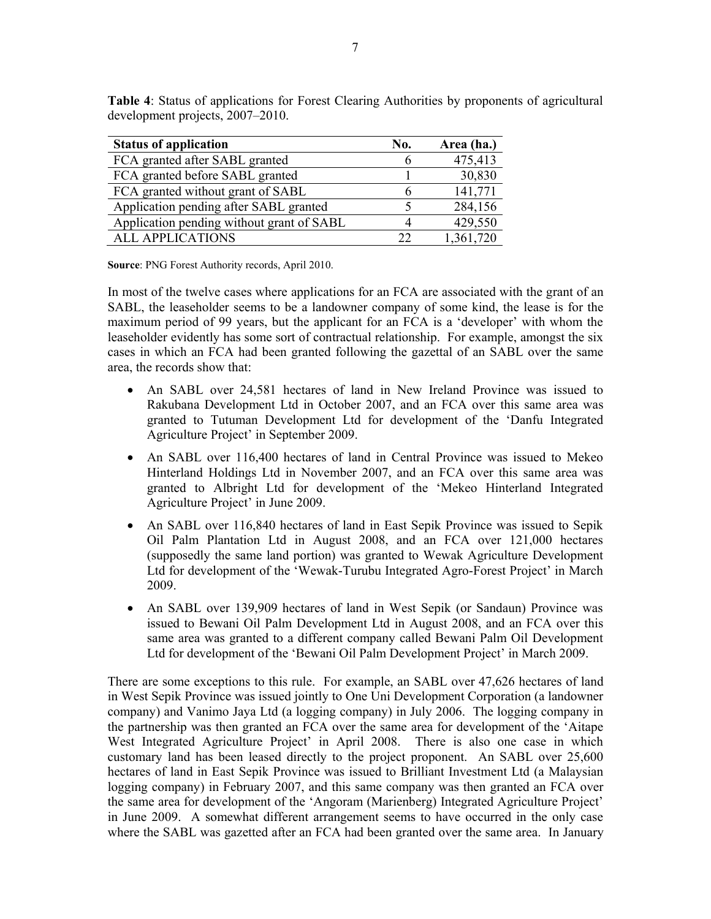**Table 4**: Status of applications for Forest Clearing Authorities by proponents of agricultural development projects, 2007–2010.

| Status of application | No. | Area (ha.) |
|---|---|---|
| FCA granted after SABL granted | 6 | 475,413 |
| FCA granted before SABL granted | 1 | 30,830 |
| FCA granted without grant of SABL | 6 | 141,771 |
| Application pending after SABL granted | 5 | 284,156 |
| Application pending without grant of SABL | 4 | 429,550 |
| ALL APPLICATIONS | 22 | 1,361,720 |

**Source**: PNG Forest Authority records, April 2010.

In most of the twelve cases where applications for an FCA are associated with the grant of an SABL, the leaseholder seems to be a landowner company of some kind, the lease is for the maximum period of 99 years, but the applicant for an FCA is a 'developer' with whom the leaseholder evidently has some sort of contractual relationship. For example, amongst the six cases in which an FCA had been granted following the gazettal of an SABL over the same area, the records show that:

- An SABL over 24,581 hectares of land in New Ireland Province was issued to Rakubana Development Ltd in October 2007, and an FCA over this same area was granted to Tutuman Development Ltd for development of the 'Danfu Integrated Agriculture Project' in September 2009.
- An SABL over 116,400 hectares of land in Central Province was issued to Mekeo Hinterland Holdings Ltd in November 2007, and an FCA over this same area was granted to Albright Ltd for development of the 'Mekeo Hinterland Integrated Agriculture Project' in June 2009.
- An SABL over 116,840 hectares of land in East Sepik Province was issued to Sepik Oil Palm Plantation Ltd in August 2008, and an FCA over 121,000 hectares (supposedly the same land portion) was granted to Wewak Agriculture Development Ltd for development of the 'Wewak-Turubu Integrated Agro-Forest Project' in March 2009.
- An SABL over 139,909 hectares of land in West Sepik (or Sandaun) Province was issued to Bewani Oil Palm Development Ltd in August 2008, and an FCA over this same area was granted to a different company called Bewani Palm Oil Development Ltd for development of the 'Bewani Oil Palm Development Project' in March 2009.

There are some exceptions to this rule. For example, an SABL over 47,626 hectares of land in West Sepik Province was issued jointly to One Uni Development Corporation (a landowner company) and Vanimo Jaya Ltd (a logging company) in July 2006. The logging company in the partnership was then granted an FCA over the same area for development of the 'Aitape West Integrated Agriculture Project' in April 2008. There is also one case in which customary land has been leased directly to the project proponent. An SABL over 25,600 hectares of land in East Sepik Province was issued to Brilliant Investment Ltd (a Malaysian logging company) in February 2007, and this same company was then granted an FCA over the same area for development of the 'Angoram (Marienberg) Integrated Agriculture Project' in June 2009. A somewhat different arrangement seems to have occurred in the only case where the SABL was gazetted after an FCA had been granted over the same area. In January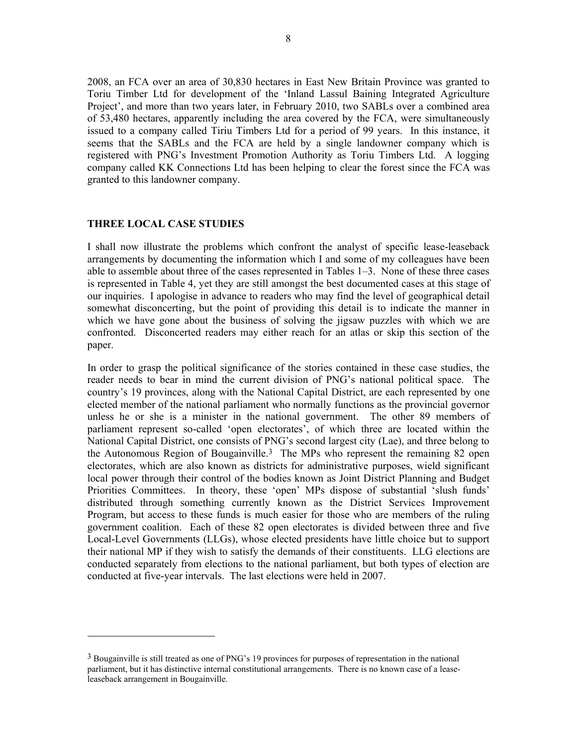2008, an FCA over an area of 30,830 hectares in East New Britain Province was granted to Toriu Timber Ltd for development of the 'Inland Lassul Baining Integrated Agriculture Project', and more than two years later, in February 2010, two SABLs over a combined area of 53,480 hectares, apparently including the area covered by the FCA, were simultaneously issued to a company called Tiriu Timbers Ltd for a period of 99 years. In this instance, it seems that the SABLs and the FCA are held by a single landowner company which is registered with PNG's Investment Promotion Authority as Toriu Timbers Ltd. A logging company called KK Connections Ltd has been helping to clear the forest since the FCA was granted to this landowner company.

## THREE LOCAL CASE STUDIES

I shall now illustrate the problems which confront the analyst of specific lease-leaseback arrangements by documenting the information which I and some of my colleagues have been able to assemble about three of the cases represented in Tables 1–3. None of these three cases is represented in Table 4, yet they are still amongst the best documented cases at this stage of our inquiries. I apologise in advance to readers who may find the level of geographical detail somewhat disconcerting, but the point of providing this detail is to indicate the manner in which we have gone about the business of solving the jigsaw puzzles with which we are confronted. Disconcerted readers may either reach for an atlas or skip this section of the paper.

In order to grasp the political significance of the stories contained in these case studies, the reader needs to bear in mind the current division of PNG's national political space. The country's 19 provinces, along with the National Capital District, are each represented by one elected member of the national parliament who normally functions as the provincial governor unless he or she is a minister in the national government. The other 89 members of parliament represent so-called 'open electorates', of which three are located within the National Capital District, one consists of PNG's second largest city (Lae), and three belong to the Autonomous Region of Bougainville.[3] The MPs who represent the remaining 82 open electorates, which are also known as districts for administrative purposes, wield significant local power through their control of the bodies known as Joint District Planning and Budget Priorities Committees. In theory, these 'open' MPs dispose of substantial 'slush funds' distributed through something currently known as the District Services Improvement Program, but access to these funds is much easier for those who are members of the ruling government coalition. Each of these 82 open electorates is divided between three and five Local-Level Governments (LLGs), whose elected presidents have little choice but to support their national MP if they wish to satisfy the demands of their constituents. LLG elections are conducted separately from elections to the national parliament, but both types of election are conducted at five-year intervals. The last elections were held in 2007.

[3] Bougainville is still treated as one of PNG's 19 provinces for purposes of representation in the national parliament, but it has distinctive internal constitutional arrangements. There is no known case of a lease-leaseback arrangement in Bougainville.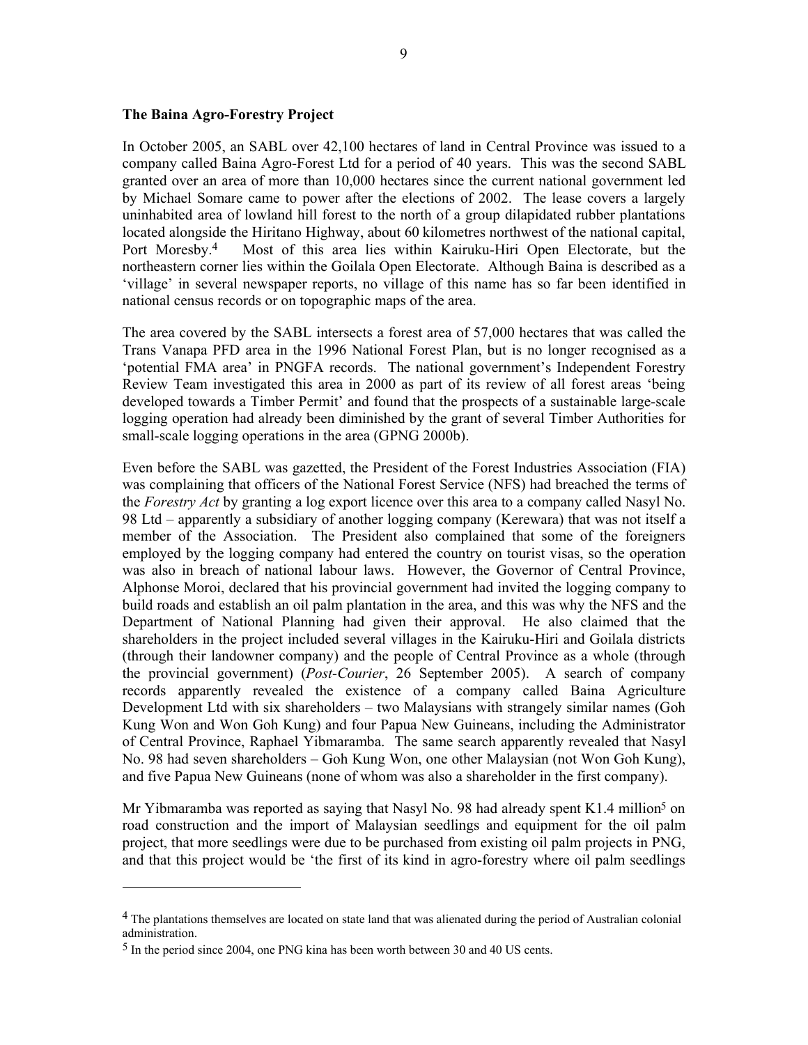**The Baina Agro-Forestry Project**

In October 2005, an SABL over 42,100 hectares of land in Central Province was issued to a company called Baina Agro-Forest Ltd for a period of 40 years. This was the second SABL granted over an area of more than 10,000 hectares since the current national government led by Michael Somare came to power after the elections of 2002. The lease covers a largely uninhabited area of lowland hill forest to the north of a group dilapidated rubber plantations located alongside the Hiritano Highway, about 60 kilometres northwest of the national capital, Port Moresby.[4] Most of this area lies within Kairuku-Hiri Open Electorate, but the northeastern corner lies within the Goilala Open Electorate. Although Baina is described as a 'village' in several newspaper reports, no village of this name has so far been identified in national census records or on topographic maps of the area.

The area covered by the SABL intersects a forest area of 57,000 hectares that was called the Trans Vanapa PFD area in the 1996 National Forest Plan, but is no longer recognised as a 'potential FMA area' in PNGFA records. The national government's Independent Forestry Review Team investigated this area in 2000 as part of its review of all forest areas 'being developed towards a Timber Permit' and found that the prospects of a sustainable large-scale logging operation had already been diminished by the grant of several Timber Authorities for small-scale logging operations in the area (GPNG 2000b).

Even before the SABL was gazetted, the President of the Forest Industries Association (FIA) was complaining that officers of the National Forest Service (NFS) had breached the terms of the *Forestry Act* by granting a log export licence over this area to a company called Nasyl No. 98 Ltd – apparently a subsidiary of another logging company (Kerewara) that was not itself a member of the Association. The President also complained that some of the foreigners employed by the logging company had entered the country on tourist visas, so the operation was also in breach of national labour laws. However, the Governor of Central Province, Alphonse Moroi, declared that his provincial government had invited the logging company to build roads and establish an oil palm plantation in the area, and this was why the NFS and the Department of National Planning had given their approval. He also claimed that the shareholders in the project included several villages in the Kairuku-Hiri and Goilala districts (through their landowner company) and the people of Central Province as a whole (through the provincial government) (*Post-Courier*, 26 September 2005). A search of company records apparently revealed the existence of a company called Baina Agriculture Development Ltd with six shareholders – two Malaysians with strangely similar names (Goh Kung Won and Won Goh Kung) and four Papua New Guineans, including the Administrator of Central Province, Raphael Yibmaramba. The same search apparently revealed that Nasyl No. 98 had seven shareholders – Goh Kung Won, one other Malaysian (not Won Goh Kung), and five Papua New Guineans (none of whom was also a shareholder in the first company).

Mr Yibmaramba was reported as saying that Nasyl No. 98 had already spent K1.4 million[5] on road construction and the import of Malaysian seedlings and equipment for the oil palm project, that more seedlings were due to be purchased from existing oil palm projects in PNG, and that this project would be 'the first of its kind in agro-forestry where oil palm seedlings

---

[4] The plantations themselves are located on state land that was alienated during the period of Australian colonial administration.

[5] In the period since 2004, one PNG kina has been worth between 30 and 40 US cents.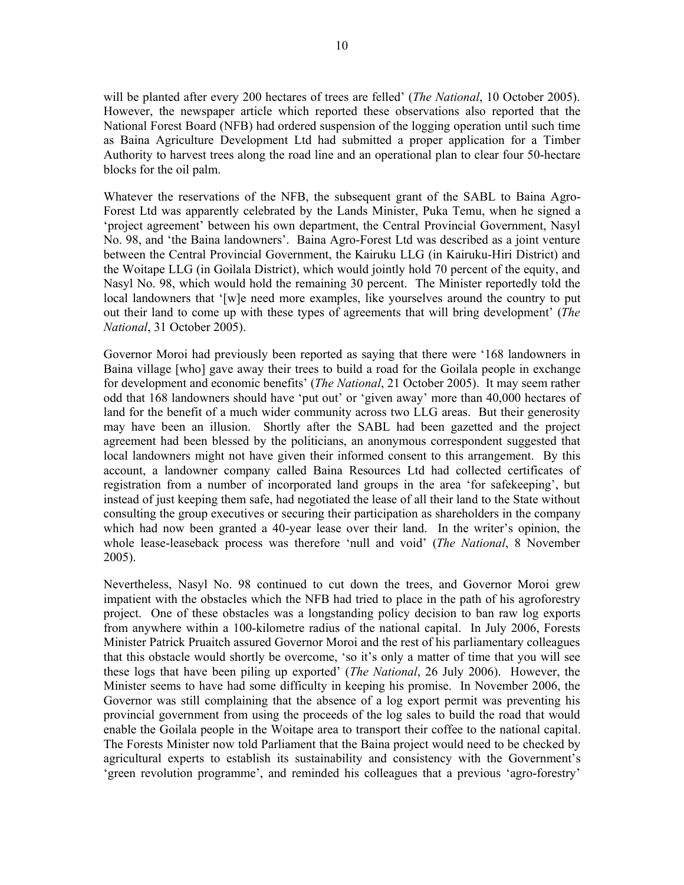will be planted after every 200 hectares of trees are felled' (*The National*, 10 October 2005). However, the newspaper article which reported these observations also reported that the National Forest Board (NFB) had ordered suspension of the logging operation until such time as Baina Agriculture Development Ltd had submitted a proper application for a Timber Authority to harvest trees along the road line and an operational plan to clear four 50-hectare blocks for the oil palm.

Whatever the reservations of the NFB, the subsequent grant of the SABL to Baina Agro-Forest Ltd was apparently celebrated by the Lands Minister, Puka Temu, when he signed a 'project agreement' between his own department, the Central Provincial Government, Nasyl No. 98, and 'the Baina landowners'. Baina Agro-Forest Ltd was described as a joint venture between the Central Provincial Government, the Kairuku LLG (in Kairuku-Hiri District) and the Woitape LLG (in Goilala District), which would jointly hold 70 percent of the equity, and Nasyl No. 98, which would hold the remaining 30 percent. The Minister reportedly told the local landowners that '[w]e need more examples, like yourselves around the country to put out their land to come up with these types of agreements that will bring development' (*The National*, 31 October 2005).

Governor Moroi had previously been reported as saying that there were '168 landowners in Baina village [who] gave away their trees to build a road for the Goilala people in exchange for development and economic benefits' (*The National*, 21 October 2005). It may seem rather odd that 168 landowners should have 'put out' or 'given away' more than 40,000 hectares of land for the benefit of a much wider community across two LLG areas. But their generosity may have been an illusion. Shortly after the SABL had been gazetted and the project agreement had been blessed by the politicians, an anonymous correspondent suggested that local landowners might not have given their informed consent to this arrangement. By this account, a landowner company called Baina Resources Ltd had collected certificates of registration from a number of incorporated land groups in the area 'for safekeeping', but instead of just keeping them safe, had negotiated the lease of all their land to the State without consulting the group executives or securing their participation as shareholders in the company which had now been granted a 40-year lease over their land. In the writer's opinion, the whole lease-leaseback process was therefore 'null and void' (*The National*, 8 November 2005).

Nevertheless, Nasyl No. 98 continued to cut down the trees, and Governor Moroi grew impatient with the obstacles which the NFB had tried to place in the path of his agroforestry project. One of these obstacles was a longstanding policy decision to ban raw log exports from anywhere within a 100-kilometre radius of the national capital. In July 2006, Forests Minister Patrick Pruaitch assured Governor Moroi and the rest of his parliamentary colleagues that this obstacle would shortly be overcome, 'so it's only a matter of time that you will see these logs that have been piling up exported' (*The National*, 26 July 2006). However, the Minister seems to have had some difficulty in keeping his promise. In November 2006, the Governor was still complaining that the absence of a log export permit was preventing his provincial government from using the proceeds of the log sales to build the road that would enable the Goilala people in the Woitape area to transport their coffee to the national capital. The Forests Minister now told Parliament that the Baina project would need to be checked by agricultural experts to establish its sustainability and consistency with the Government's 'green revolution programme', and reminded his colleagues that a previous 'agro-forestry'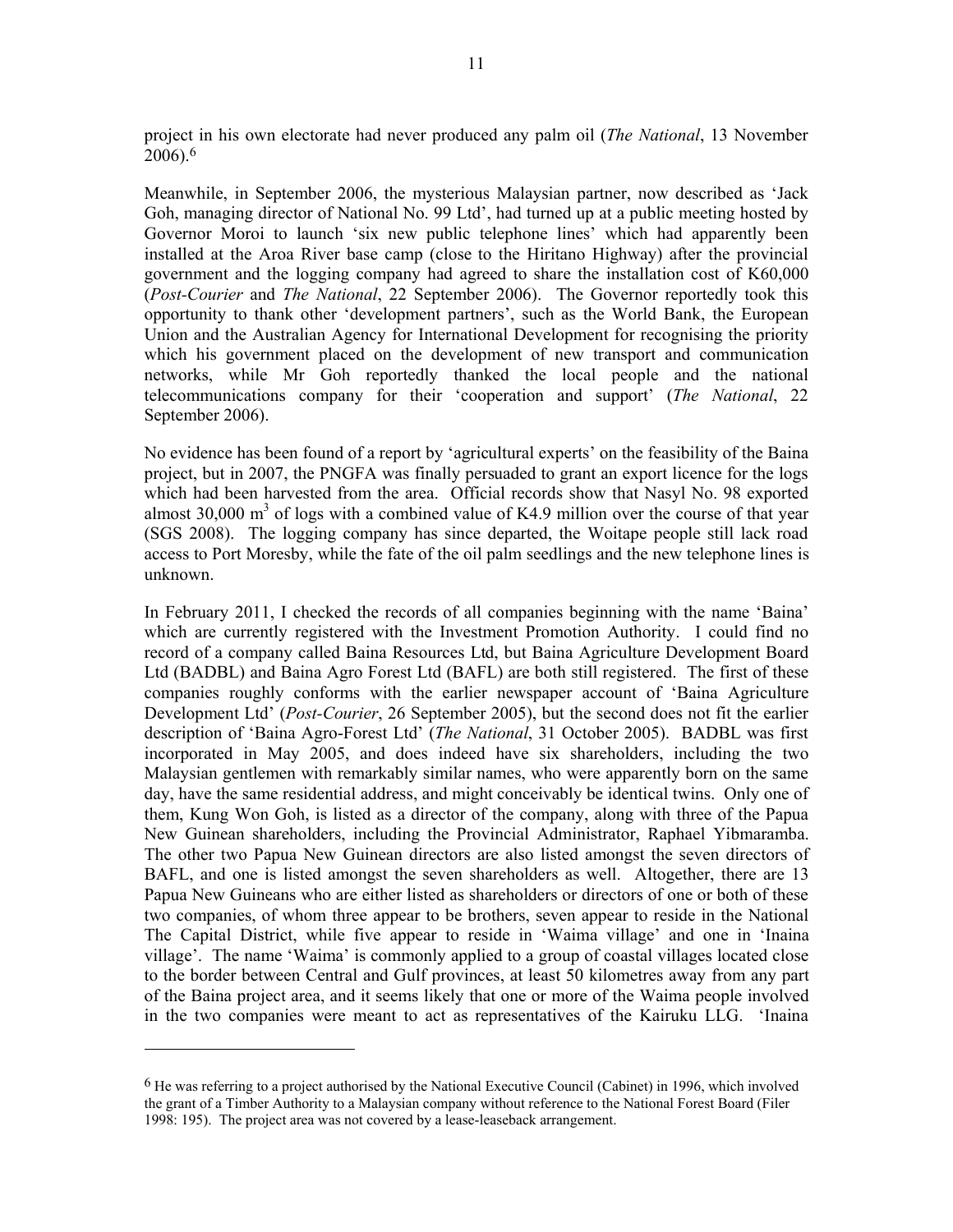project in his own electorate had never produced any palm oil (*The National*, 13 November 2006).[6]

Meanwhile, in September 2006, the mysterious Malaysian partner, now described as 'Jack Goh, managing director of National No. 99 Ltd', had turned up at a public meeting hosted by Governor Moroi to launch 'six new public telephone lines' which had apparently been installed at the Aroa River base camp (close to the Hiritano Highway) after the provincial government and the logging company had agreed to share the installation cost of K60,000 (*Post-Courier* and *The National*, 22 September 2006). The Governor reportedly took this opportunity to thank other 'development partners', such as the World Bank, the European Union and the Australian Agency for International Development for recognising the priority which his government placed on the development of new transport and communication networks, while Mr Goh reportedly thanked the local people and the national telecommunications company for their 'cooperation and support' (*The National*, 22 September 2006).

No evidence has been found of a report by 'agricultural experts' on the feasibility of the Baina project, but in 2007, the PNGFA was finally persuaded to grant an export licence for the logs which had been harvested from the area. Official records show that Nasyl No. 98 exported almost 30,000 $m^3$ of logs with a combined value of K4.9 million over the course of that year (SGS 2008). The logging company has since departed, the Woitape people still lack road access to Port Moresby, while the fate of the oil palm seedlings and the new telephone lines is unknown.

In February 2011, I checked the records of all companies beginning with the name 'Baina' which are currently registered with the Investment Promotion Authority. I could find no record of a company called Baina Resources Ltd, but Baina Agriculture Development Board Ltd (BADBL) and Baina Agro Forest Ltd (BAFL) are both still registered. The first of these companies roughly conforms with the earlier newspaper account of 'Baina Agriculture Development Ltd' (*Post-Courier*, 26 September 2005), but the second does not fit the earlier description of 'Baina Agro-Forest Ltd' (*The National*, 31 October 2005). BADBL was first incorporated in May 2005, and does indeed have six shareholders, including the two Malaysian gentlemen with remarkably similar names, who were apparently born on the same day, have the same residential address, and might conceivably be identical twins. Only one of them, Kung Won Goh, is listed as a director of the company, along with three of the Papua New Guinean shareholders, including the Provincial Administrator, Raphael Yibmaramba. The other two Papua New Guinean directors are also listed amongst the seven directors of BAFL, and one is listed amongst the seven shareholders as well. Altogether, there are 13 Papua New Guineans who are either listed as shareholders or directors of one or both of these two companies, of whom three appear to be brothers, seven appear to reside in the National The Capital District, while five appear to reside in 'Waima village' and one in 'Inaina village'. The name 'Waima' is commonly applied to a group of coastal villages located close to the border between Central and Gulf provinces, at least 50 kilometres away from any part of the Baina project area, and it seems likely that one or more of the Waima people involved in the two companies were meant to act as representatives of the Kairuku LLG. 'Inaina

[6] He was referring to a project authorised by the National Executive Council (Cabinet) in 1996, which involved the grant of a Timber Authority to a Malaysian company without reference to the National Forest Board (Filer 1998: 195). The project area was not covered by a lease-leaseback arrangement.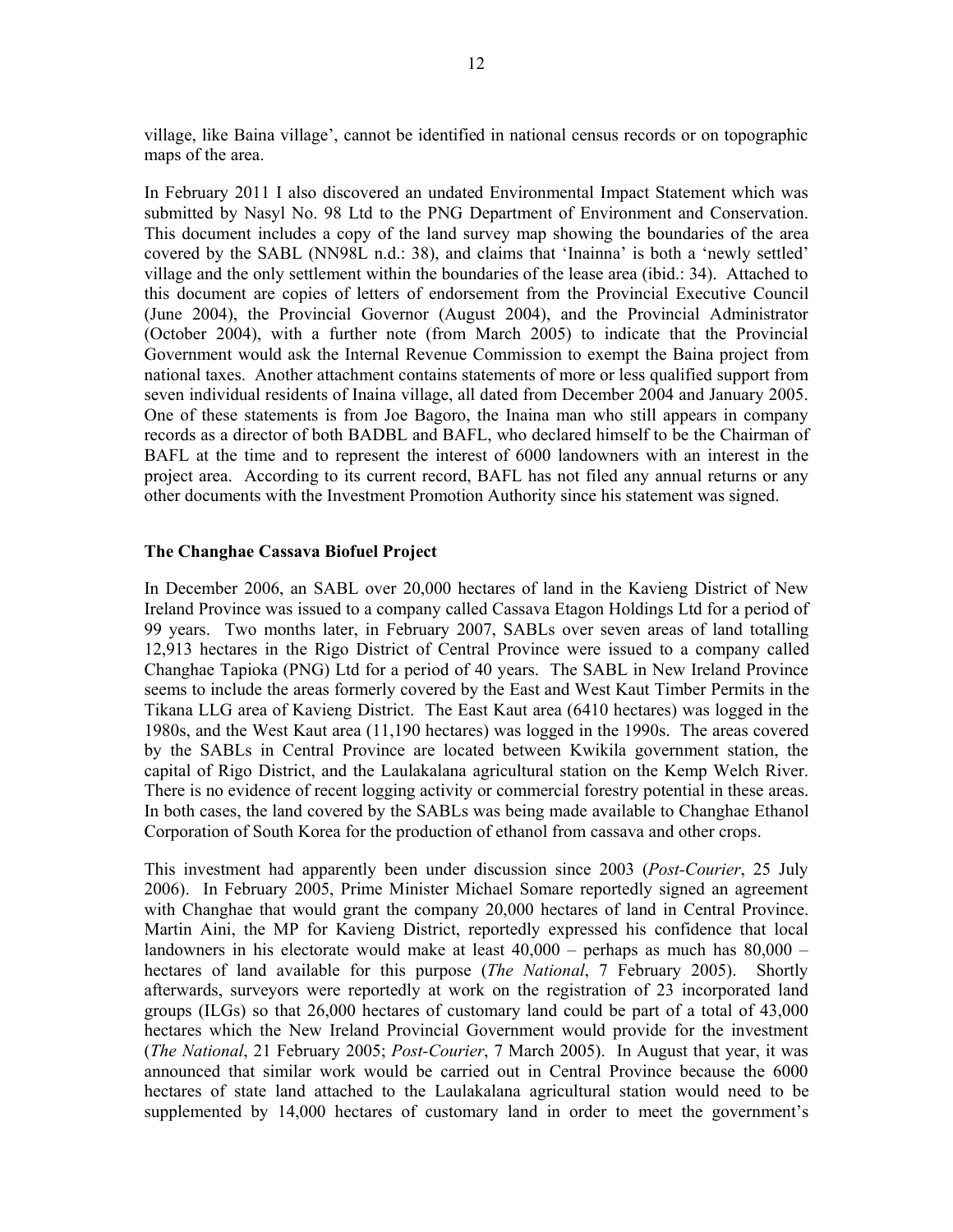village, like Baina village', cannot be identified in national census records or on topographic maps of the area.

In February 2011 I also discovered an undated Environmental Impact Statement which was submitted by Nasyl No. 98 Ltd to the PNG Department of Environment and Conservation. This document includes a copy of the land survey map showing the boundaries of the area covered by the SABL (NN98L n.d.: 38), and claims that 'Inainna' is both a 'newly settled' village and the only settlement within the boundaries of the lease area (ibid.: 34). Attached to this document are copies of letters of endorsement from the Provincial Executive Council (June 2004), the Provincial Governor (August 2004), and the Provincial Administrator (October 2004), with a further note (from March 2005) to indicate that the Provincial Government would ask the Internal Revenue Commission to exempt the Baina project from national taxes. Another attachment contains statements of more or less qualified support from seven individual residents of Inaina village, all dated from December 2004 and January 2005. One of these statements is from Joe Bagoro, the Inaina man who still appears in company records as a director of both BADBL and BAFL, who declared himself to be the Chairman of BAFL at the time and to represent the interest of 6000 landowners with an interest in the project area. According to its current record, BAFL has not filed any annual returns or any other documents with the Investment Promotion Authority since his statement was signed.

### The Changhae Cassava Biofuel Project

In December 2006, an SABL over 20,000 hectares of land in the Kavieng District of New Ireland Province was issued to a company called Cassava Etagon Holdings Ltd for a period of 99 years. Two months later, in February 2007, SABLs over seven areas of land totalling 12,913 hectares in the Rigo District of Central Province were issued to a company called Changhae Tapioka (PNG) Ltd for a period of 40 years. The SABL in New Ireland Province seems to include the areas formerly covered by the East and West Kaut Timber Permits in the Tikana LLG area of Kavieng District. The East Kaut area (6410 hectares) was logged in the 1980s, and the West Kaut area (11,190 hectares) was logged in the 1990s. The areas covered by the SABLs in Central Province are located between Kwikila government station, the capital of Rigo District, and the Laulakalana agricultural station on the Kemp Welch River. There is no evidence of recent logging activity or commercial forestry potential in these areas. In both cases, the land covered by the SABLs was being made available to Changhae Ethanol Corporation of South Korea for the production of ethanol from cassava and other crops.

This investment had apparently been under discussion since 2003 (*Post-Courier*, 25 July 2006). In February 2005, Prime Minister Michael Somare reportedly signed an agreement with Changhae that would grant the company 20,000 hectares of land in Central Province. Martin Aini, the MP for Kavieng District, reportedly expressed his confidence that local landowners in his electorate would make at least 40,000 – perhaps as much has 80,000 – hectares of land available for this purpose (*The National*, 7 February 2005). Shortly afterwards, surveyors were reportedly at work on the registration of 23 incorporated land groups (ILGs) so that 26,000 hectares of customary land could be part of a total of 43,000 hectares which the New Ireland Provincial Government would provide for the investment (*The National*, 21 February 2005; *Post-Courier*, 7 March 2005). In August that year, it was announced that similar work would be carried out in Central Province because the 6000 hectares of state land attached to the Laulakalana agricultural station would need to be supplemented by 14,000 hectares of customary land in order to meet the government's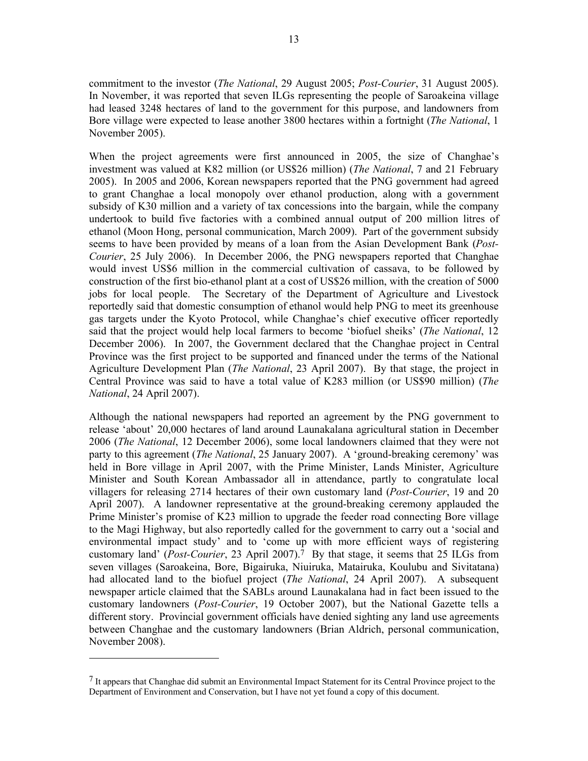commitment to the investor (*The National*, 29 August 2005; *Post-Courier*, 31 August 2005). In November, it was reported that seven ILGs representing the people of Saroakeina village had leased 3248 hectares of land to the government for this purpose, and landowners from Bore village were expected to lease another 3800 hectares within a fortnight (*The National*, 1 November 2005).

When the project agreements were first announced in 2005, the size of Changhae's investment was valued at K82 million (or US$26 million) (*The National*, 7 and 21 February 2005). In 2005 and 2006, Korean newspapers reported that the PNG government had agreed to grant Changhae a local monopoly over ethanol production, along with a government subsidy of K30 million and a variety of tax concessions into the bargain, while the company undertook to build five factories with a combined annual output of 200 million litres of ethanol (Moon Hong, personal communication, March 2009). Part of the government subsidy seems to have been provided by means of a loan from the Asian Development Bank (*Post-Courier*, 25 July 2006). In December 2006, the PNG newspapers reported that Changhae would invest US$6 million in the commercial cultivation of cassava, to be followed by construction of the first bio-ethanol plant at a cost of US$26 million, with the creation of 5000 jobs for local people. The Secretary of the Department of Agriculture and Livestock reportedly said that domestic consumption of ethanol would help PNG to meet its greenhouse gas targets under the Kyoto Protocol, while Changhae's chief executive officer reportedly said that the project would help local farmers to become 'biofuel sheiks' (*The National*, 12 December 2006). In 2007, the Government declared that the Changhae project in Central Province was the first project to be supported and financed under the terms of the National Agriculture Development Plan (*The National*, 23 April 2007). By that stage, the project in Central Province was said to have a total value of K283 million (or US$90 million) (*The National*, 24 April 2007).

Although the national newspapers had reported an agreement by the PNG government to release 'about' 20,000 hectares of land around Launakalana agricultural station in December 2006 (*The National*, 12 December 2006), some local landowners claimed that they were not party to this agreement (*The National*, 25 January 2007). A 'ground-breaking ceremony' was held in Bore village in April 2007, with the Prime Minister, Lands Minister, Agriculture Minister and South Korean Ambassador all in attendance, partly to congratulate local villagers for releasing 2714 hectares of their own customary land (*Post-Courier*, 19 and 20 April 2007). A landowner representative at the ground-breaking ceremony applauded the Prime Minister's promise of K23 million to upgrade the feeder road connecting Bore village to the Magi Highway, but also reportedly called for the government to carry out a 'social and environmental impact study' and to 'come up with more efficient ways of registering customary land' (*Post-Courier*, 23 April 2007).[7] By that stage, it seems that 25 ILGs from seven villages (Saroakeina, Bore, Bigairuka, Niuiruka, Matairuka, Koulubu and Sivitatana) had allocated land to the biofuel project (*The National*, 24 April 2007). A subsequent newspaper article claimed that the SABLs around Launakalana had in fact been issued to the customary landowners (*Post-Courier*, 19 October 2007), but the National Gazette tells a different story. Provincial government officials have denied sighting any land use agreements between Changhae and the customary landowners (Brian Aldrich, personal communication, November 2008).

---

[7] It appears that Changhae did submit an Environmental Impact Statement for its Central Province project to the Department of Environment and Conservation, but I have not yet found a copy of this document.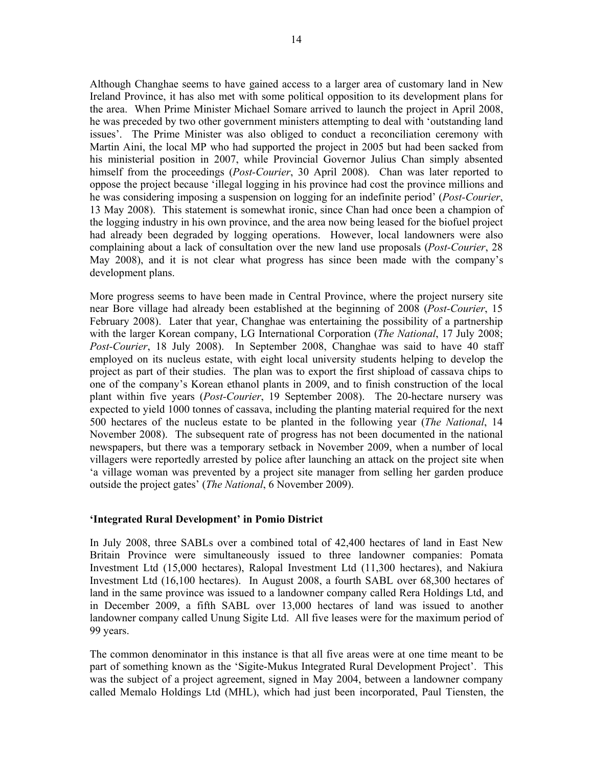Although Changhae seems to have gained access to a larger area of customary land in New Ireland Province, it has also met with some political opposition to its development plans for the area. When Prime Minister Michael Somare arrived to launch the project in April 2008, he was preceded by two other government ministers attempting to deal with 'outstanding land issues'. The Prime Minister was also obliged to conduct a reconciliation ceremony with Martin Aini, the local MP who had supported the project in 2005 but had been sacked from his ministerial position in 2007, while Provincial Governor Julius Chan simply absented himself from the proceedings (*Post-Courier*, 30 April 2008). Chan was later reported to oppose the project because 'illegal logging in his province had cost the province millions and he was considering imposing a suspension on logging for an indefinite period' (*Post-Courier*, 13 May 2008). This statement is somewhat ironic, since Chan had once been a champion of the logging industry in his own province, and the area now being leased for the biofuel project had already been degraded by logging operations. However, local landowners were also complaining about a lack of consultation over the new land use proposals (*Post-Courier*, 28 May 2008), and it is not clear what progress has since been made with the company's development plans.

More progress seems to have been made in Central Province, where the project nursery site near Bore village had already been established at the beginning of 2008 (*Post-Courier*, 15 February 2008). Later that year, Changhae was entertaining the possibility of a partnership with the larger Korean company, LG International Corporation (*The National*, 17 July 2008; *Post-Courier*, 18 July 2008). In September 2008, Changhae was said to have 40 staff employed on its nucleus estate, with eight local university students helping to develop the project as part of their studies. The plan was to export the first shipload of cassava chips to one of the company's Korean ethanol plants in 2009, and to finish construction of the local plant within five years (*Post-Courier*, 19 September 2008). The 20-hectare nursery was expected to yield 1000 tonnes of cassava, including the planting material required for the next 500 hectares of the nucleus estate to be planted in the following year (*The National*, 14 November 2008). The subsequent rate of progress has not been documented in the national newspapers, but there was a temporary setback in November 2009, when a number of local villagers were reportedly arrested by police after launching an attack on the project site when 'a village woman was prevented by a project site manager from selling her garden produce outside the project gates' (*The National*, 6 November 2009).

### 'Integrated Rural Development' in Pomio District

In July 2008, three SABLs over a combined total of 42,400 hectares of land in East New Britain Province were simultaneously issued to three landowner companies: Pomata Investment Ltd (15,000 hectares), Ralopal Investment Ltd (11,300 hectares), and Nakiura Investment Ltd (16,100 hectares). In August 2008, a fourth SABL over 68,300 hectares of land in the same province was issued to a landowner company called Rera Holdings Ltd, and in December 2009, a fifth SABL over 13,000 hectares of land was issued to another landowner company called Unung Sigite Ltd. All five leases were for the maximum period of 99 years.

The common denominator in this instance is that all five areas were at one time meant to be part of something known as the 'Sigite-Mukus Integrated Rural Development Project'. This was the subject of a project agreement, signed in May 2004, between a landowner company called Memalo Holdings Ltd (MHL), which had just been incorporated, Paul Tiensten, the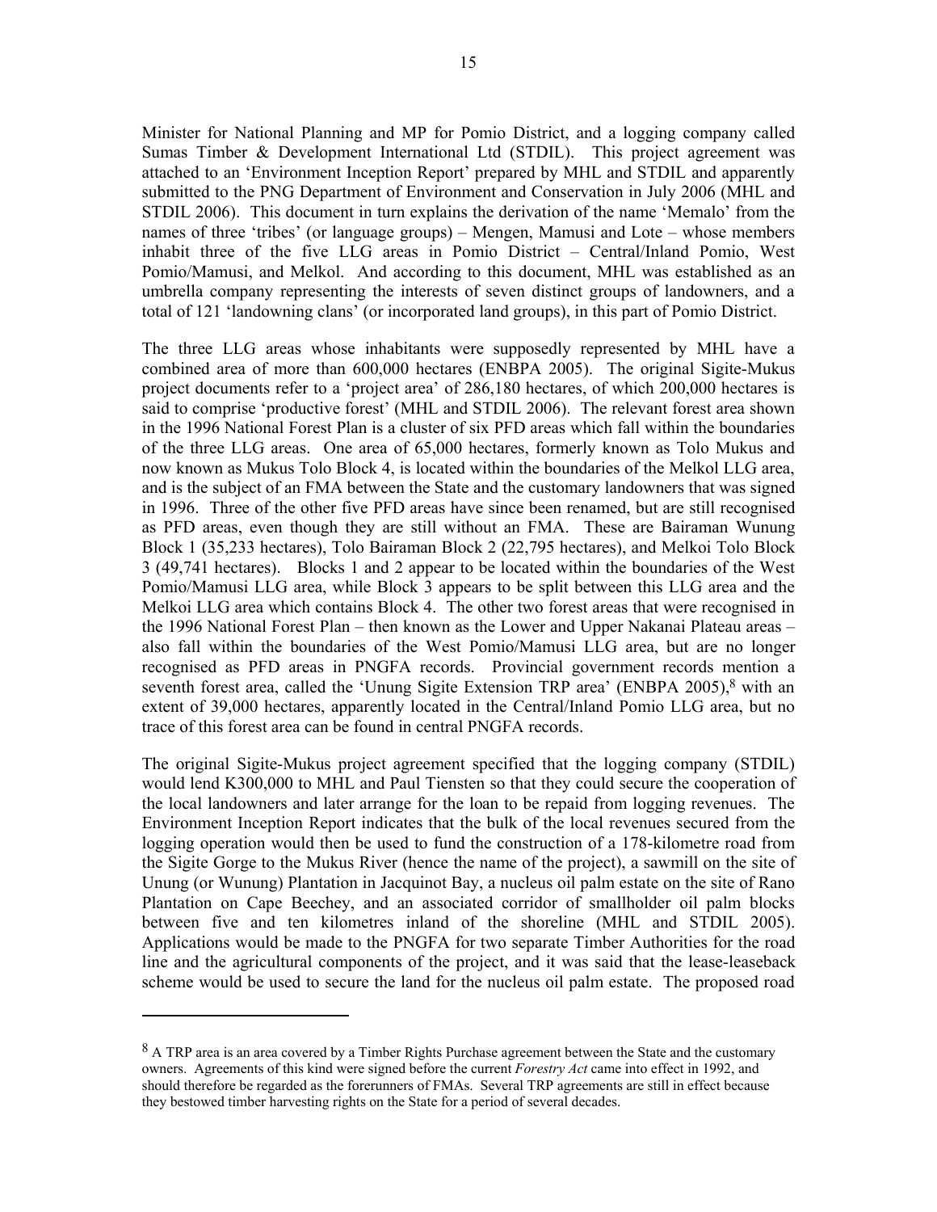Minister for National Planning and MP for Pomio District, and a logging company called Sumas Timber & Development International Ltd (STDIL). This project agreement was attached to an 'Environment Inception Report' prepared by MHL and STDIL and apparently submitted to the PNG Department of Environment and Conservation in July 2006 (MHL and STDIL 2006). This document in turn explains the derivation of the name 'Memalo' from the names of three 'tribes' (or language groups) – Mengen, Mamusi and Lote – whose members inhabit three of the five LLG areas in Pomio District – Central/Inland Pomio, West Pomio/Mamusi, and Melkol. And according to this document, MHL was established as an umbrella company representing the interests of seven distinct groups of landowners, and a total of 121 'landowning clans' (or incorporated land groups), in this part of Pomio District.

The three LLG areas whose inhabitants were supposedly represented by MHL have a combined area of more than 600,000 hectares (ENBPA 2005). The original Sigite-Mukus project documents refer to a 'project area' of 286,180 hectares, of which 200,000 hectares is said to comprise 'productive forest' (MHL and STDIL 2006). The relevant forest area shown in the 1996 National Forest Plan is a cluster of six PFD areas which fall within the boundaries of the three LLG areas. One area of 65,000 hectares, formerly known as Tolo Mukus and now known as Mukus Tolo Block 4, is located within the boundaries of the Melkol LLG area, and is the subject of an FMA between the State and the customary landowners that was signed in 1996. Three of the other five PFD areas have since been renamed, but are still recognised as PFD areas, even though they are still without an FMA. These are Bairaman Wunung Block 1 (35,233 hectares), Tolo Bairaman Block 2 (22,795 hectares), and Melkoi Tolo Block 3 (49,741 hectares). Blocks 1 and 2 appear to be located within the boundaries of the West Pomio/Mamusi LLG area, while Block 3 appears to be split between this LLG area and the Melkoi LLG area which contains Block 4. The other two forest areas that were recognised in the 1996 National Forest Plan – then known as the Lower and Upper Nakanai Plateau areas – also fall within the boundaries of the West Pomio/Mamusi LLG area, but are no longer recognised as PFD areas in PNGFA records. Provincial government records mention a seventh forest area, called the 'Unung Sigite Extension TRP area' (ENBPA 2005),[8] with an extent of 39,000 hectares, apparently located in the Central/Inland Pomio LLG area, but no trace of this forest area can be found in central PNGFA records.

The original Sigite-Mukus project agreement specified that the logging company (STDIL) would lend K300,000 to MHL and Paul Tiensten so that they could secure the cooperation of the local landowners and later arrange for the loan to be repaid from logging revenues. The Environment Inception Report indicates that the bulk of the local revenues secured from the logging operation would then be used to fund the construction of a 178-kilometre road from the Sigite Gorge to the Mukus River (hence the name of the project), a sawmill on the site of Unung (or Wunung) Plantation in Jacquinot Bay, a nucleus oil palm estate on the site of Rano Plantation on Cape Beechey, and an associated corridor of smallholder oil palm blocks between five and ten kilometres inland of the shoreline (MHL and STDIL 2005). Applications would be made to the PNGFA for two separate Timber Authorities for the road line and the agricultural components of the project, and it was said that the lease-leaseback scheme would be used to secure the land for the nucleus oil palm estate. The proposed road

---

[8] A TRP area is an area covered by a Timber Rights Purchase agreement between the State and the customary owners. Agreements of this kind were signed before the current *Forestry Act* came into effect in 1992, and should therefore be regarded as the forerunners of FMAs. Several TRP agreements are still in effect because they bestowed timber harvesting rights on the State for a period of several decades.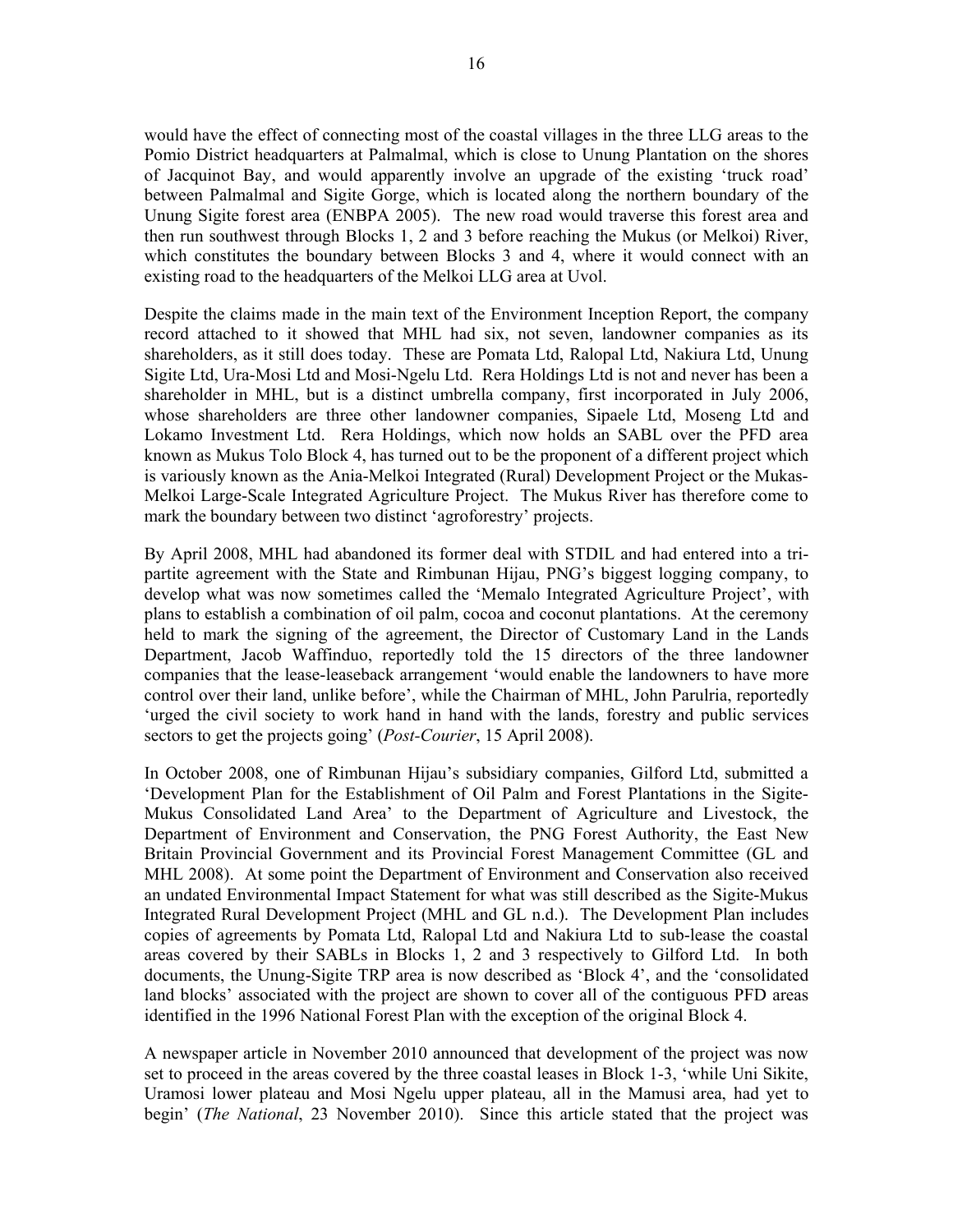would have the effect of connecting most of the coastal villages in the three LLG areas to the Pomio District headquarters at Palmalmal, which is close to Unung Plantation on the shores of Jacquinot Bay, and would apparently involve an upgrade of the existing 'truck road' between Palmalmal and Sigite Gorge, which is located along the northern boundary of the Unung Sigite forest area (ENBPA 2005). The new road would traverse this forest area and then run southwest through Blocks 1, 2 and 3 before reaching the Mukus (or Melkoi) River, which constitutes the boundary between Blocks 3 and 4, where it would connect with an existing road to the headquarters of the Melkoi LLG area at Uvol.

Despite the claims made in the main text of the Environment Inception Report, the company record attached to it showed that MHL had six, not seven, landowner companies as its shareholders, as it still does today. These are Pomata Ltd, Ralopal Ltd, Nakiura Ltd, Unung Sigite Ltd, Ura-Mosi Ltd and Mosi-Ngelu Ltd. Rera Holdings Ltd is not and never has been a shareholder in MHL, but is a distinct umbrella company, first incorporated in July 2006, whose shareholders are three other landowner companies, Sipaele Ltd, Moseng Ltd and Lokamo Investment Ltd. Rera Holdings, which now holds an SABL over the PFD area known as Mukus Tolo Block 4, has turned out to be the proponent of a different project which is variously known as the Ania-Melkoi Integrated (Rural) Development Project or the Mukas-Melkoi Large-Scale Integrated Agriculture Project. The Mukus River has therefore come to mark the boundary between two distinct 'agroforestry' projects.

By April 2008, MHL had abandoned its former deal with STDIL and had entered into a tri-partite agreement with the State and Rimbunan Hijau, PNG's biggest logging company, to develop what was now sometimes called the 'Memalo Integrated Agriculture Project', with plans to establish a combination of oil palm, cocoa and coconut plantations. At the ceremony held to mark the signing of the agreement, the Director of Customary Land in the Lands Department, Jacob Waffinduo, reportedly told the 15 directors of the three landowner companies that the lease-leaseback arrangement 'would enable the landowners to have more control over their land, unlike before', while the Chairman of MHL, John Parulria, reportedly 'urged the civil society to work hand in hand with the lands, forestry and public services sectors to get the projects going' (*Post-Courier*, 15 April 2008).

In October 2008, one of Rimbunan Hijau's subsidiary companies, Gilford Ltd, submitted a 'Development Plan for the Establishment of Oil Palm and Forest Plantations in the Sigite-Mukus Consolidated Land Area' to the Department of Agriculture and Livestock, the Department of Environment and Conservation, the PNG Forest Authority, the East New Britain Provincial Government and its Provincial Forest Management Committee (GL and MHL 2008). At some point the Department of Environment and Conservation also received an undated Environmental Impact Statement for what was still described as the Sigite-Mukus Integrated Rural Development Project (MHL and GL n.d.). The Development Plan includes copies of agreements by Pomata Ltd, Ralopal Ltd and Nakiura Ltd to sub-lease the coastal areas covered by their SABLs in Blocks 1, 2 and 3 respectively to Gilford Ltd. In both documents, the Unung-Sigite TRP area is now described as 'Block 4', and the 'consolidated land blocks' associated with the project are shown to cover all of the contiguous PFD areas identified in the 1996 National Forest Plan with the exception of the original Block 4.

A newspaper article in November 2010 announced that development of the project was now set to proceed in the areas covered by the three coastal leases in Block 1-3, 'while Uni Sikite, Uramosi lower plateau and Mosi Ngelu upper plateau, all in the Mamusi area, had yet to begin' (*The National*, 23 November 2010). Since this article stated that the project was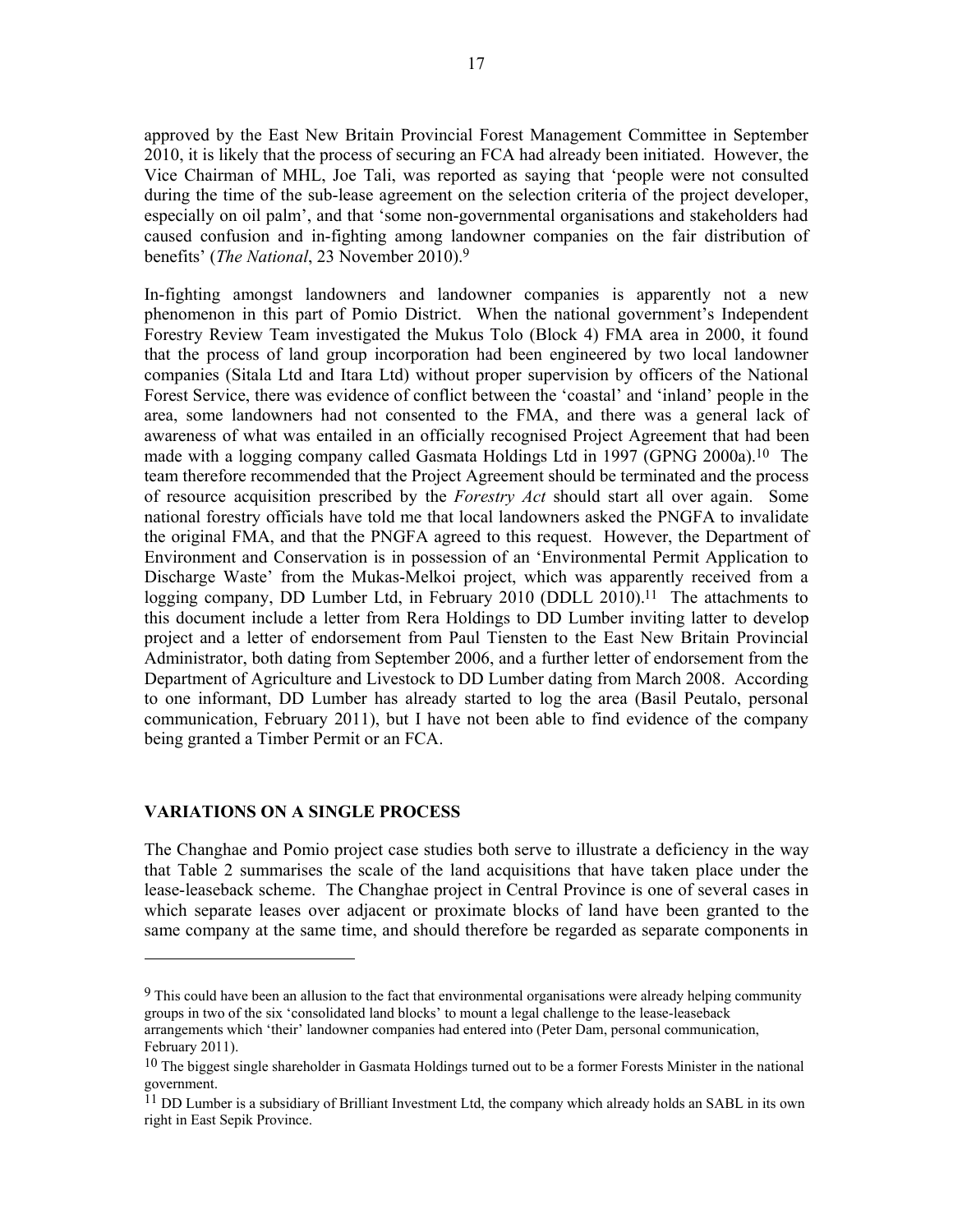approved by the East New Britain Provincial Forest Management Committee in September 2010, it is likely that the process of securing an FCA had already been initiated. However, the Vice Chairman of MHL, Joe Tali, was reported as saying that 'people were not consulted during the time of the sub-lease agreement on the selection criteria of the project developer, especially on oil palm', and that 'some non-governmental organisations and stakeholders had caused confusion and in-fighting among landowner companies on the fair distribution of benefits' (*The National*, 23 November 2010).[9]

In-fighting amongst landowners and landowner companies is apparently not a new phenomenon in this part of Pomio District. When the national government's Independent Forestry Review Team investigated the Mukus Tolo (Block 4) FMA area in 2000, it found that the process of land group incorporation had been engineered by two local landowner companies (Sitala Ltd and Itara Ltd) without proper supervision by officers of the National Forest Service, there was evidence of conflict between the 'coastal' and 'inland' people in the area, some landowners had not consented to the FMA, and there was a general lack of awareness of what was entailed in an officially recognised Project Agreement that had been made with a logging company called Gasmata Holdings Ltd in 1997 (GPNG 2000a).[10] The team therefore recommended that the Project Agreement should be terminated and the process of resource acquisition prescribed by the *Forestry Act* should start all over again. Some national forestry officials have told me that local landowners asked the PNGFA to invalidate the original FMA, and that the PNGFA agreed to this request. However, the Department of Environment and Conservation is in possession of an 'Environmental Permit Application to Discharge Waste' from the Mukas-Melkoi project, which was apparently received from a logging company, DD Lumber Ltd, in February 2010 (DDLL 2010).[11] The attachments to this document include a letter from Rera Holdings to DD Lumber inviting latter to develop project and a letter of endorsement from Paul Tiensten to the East New Britain Provincial Administrator, both dating from September 2006, and a further letter of endorsement from the Department of Agriculture and Livestock to DD Lumber dating from March 2008. According to one informant, DD Lumber has already started to log the area (Basil Peutalo, personal communication, February 2011), but I have not been able to find evidence of the company being granted a Timber Permit or an FCA.

## VARIATIONS ON A SINGLE PROCESS

The Changhae and Pomio project case studies both serve to illustrate a deficiency in the way that Table 2 summarises the scale of the land acquisitions that have taken place under the lease-leaseback scheme. The Changhae project in Central Province is one of several cases in which separate leases over adjacent or proximate blocks of land have been granted to the same company at the same time, and should therefore be regarded as separate components in

---

[9] This could have been an allusion to the fact that environmental organisations were already helping community groups in two of the six 'consolidated land blocks' to mount a legal challenge to the lease-leaseback arrangements which 'their' landowner companies had entered into (Peter Dam, personal communication, February 2011).

[10] The biggest single shareholder in Gasmata Holdings turned out to be a former Forests Minister in the national government.

[11] DD Lumber is a subsidiary of Brilliant Investment Ltd, the company which already holds an SABL in its own right in East Sepik Province.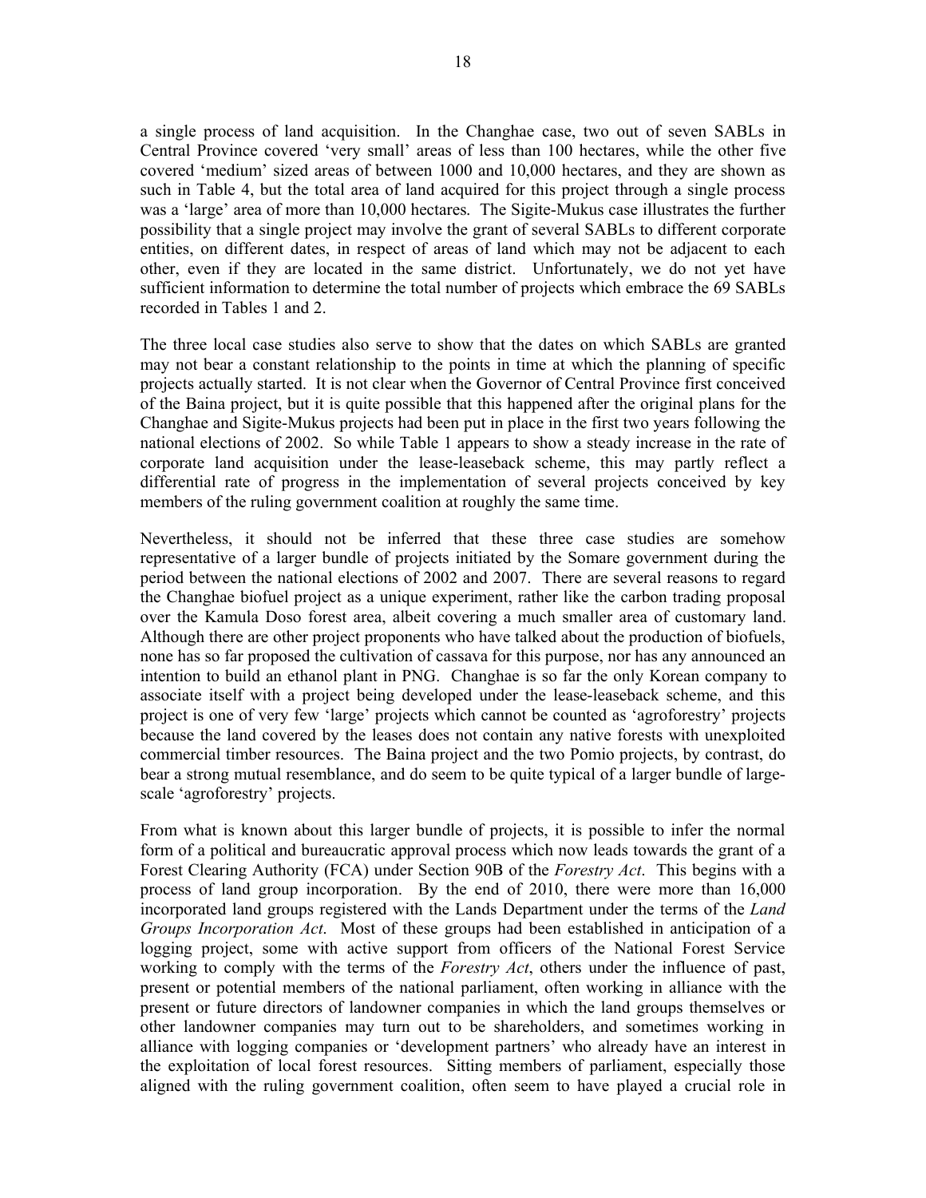a single process of land acquisition. In the Changhae case, two out of seven SABLs in Central Province covered 'very small' areas of less than 100 hectares, while the other five covered 'medium' sized areas of between 1000 and 10,000 hectares, and they are shown as such in Table 4, but the total area of land acquired for this project through a single process was a 'large' area of more than 10,000 hectares. The Sigite-Mukus case illustrates the further possibility that a single project may involve the grant of several SABLs to different corporate entities, on different dates, in respect of areas of land which may not be adjacent to each other, even if they are located in the same district. Unfortunately, we do not yet have sufficient information to determine the total number of projects which embrace the 69 SABLs recorded in Tables 1 and 2.

The three local case studies also serve to show that the dates on which SABLs are granted may not bear a constant relationship to the points in time at which the planning of specific projects actually started. It is not clear when the Governor of Central Province first conceived of the Baina project, but it is quite possible that this happened after the original plans for the Changhae and Sigite-Mukus projects had been put in place in the first two years following the national elections of 2002. So while Table 1 appears to show a steady increase in the rate of corporate land acquisition under the lease-leaseback scheme, this may partly reflect a differential rate of progress in the implementation of several projects conceived by key members of the ruling government coalition at roughly the same time.

Nevertheless, it should not be inferred that these three case studies are somehow representative of a larger bundle of projects initiated by the Somare government during the period between the national elections of 2002 and 2007. There are several reasons to regard the Changhae biofuel project as a unique experiment, rather like the carbon trading proposal over the Kamula Doso forest area, albeit covering a much smaller area of customary land. Although there are other project proponents who have talked about the production of biofuels, none has so far proposed the cultivation of cassava for this purpose, nor has any announced an intention to build an ethanol plant in PNG. Changhae is so far the only Korean company to associate itself with a project being developed under the lease-leaseback scheme, and this project is one of very few 'large' projects which cannot be counted as 'agroforestry' projects because the land covered by the leases does not contain any native forests with unexploited commercial timber resources. The Baina project and the two Pomio projects, by contrast, do bear a strong mutual resemblance, and do seem to be quite typical of a larger bundle of large-scale 'agroforestry' projects.

From what is known about this larger bundle of projects, it is possible to infer the normal form of a political and bureaucratic approval process which now leads towards the grant of a Forest Clearing Authority (FCA) under Section 90B of the *Forestry Act*. This begins with a process of land group incorporation. By the end of 2010, there were more than 16,000 incorporated land groups registered with the Lands Department under the terms of the *Land Groups Incorporation Act*. Most of these groups had been established in anticipation of a logging project, some with active support from officers of the National Forest Service working to comply with the terms of the *Forestry Act*, others under the influence of past, present or potential members of the national parliament, often working in alliance with the present or future directors of landowner companies in which the land groups themselves or other landowner companies may turn out to be shareholders, and sometimes working in alliance with logging companies or 'development partners' who already have an interest in the exploitation of local forest resources. Sitting members of parliament, especially those aligned with the ruling government coalition, often seem to have played a crucial role in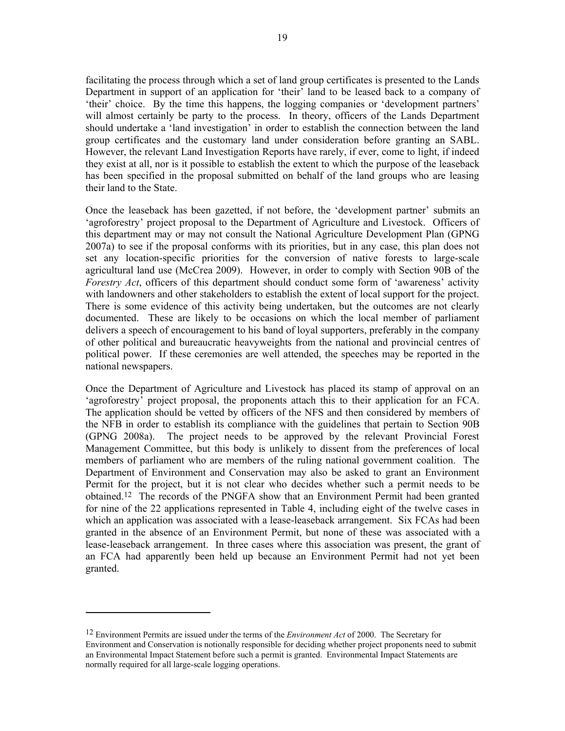facilitating the process through which a set of land group certificates is presented to the Lands Department in support of an application for 'their' land to be leased back to a company of 'their' choice. By the time this happens, the logging companies or 'development partners' will almost certainly be party to the process. In theory, officers of the Lands Department should undertake a 'land investigation' in order to establish the connection between the land group certificates and the customary land under consideration before granting an SABL. However, the relevant Land Investigation Reports have rarely, if ever, come to light, if indeed they exist at all, nor is it possible to establish the extent to which the purpose of the leaseback has been specified in the proposal submitted on behalf of the land groups who are leasing their land to the State.

Once the leaseback has been gazetted, if not before, the 'development partner' submits an 'agroforestry' project proposal to the Department of Agriculture and Livestock. Officers of this department may or may not consult the National Agriculture Development Plan (GPNG 2007a) to see if the proposal conforms with its priorities, but in any case, this plan does not set any location-specific priorities for the conversion of native forests to large-scale agricultural land use (McCrea 2009). However, in order to comply with Section 90B of the *Forestry Act*, officers of this department should conduct some form of 'awareness' activity with landowners and other stakeholders to establish the extent of local support for the project. There is some evidence of this activity being undertaken, but the outcomes are not clearly documented. These are likely to be occasions on which the local member of parliament delivers a speech of encouragement to his band of loyal supporters, preferably in the company of other political and bureaucratic heavyweights from the national and provincial centres of political power. If these ceremonies are well attended, the speeches may be reported in the national newspapers.

Once the Department of Agriculture and Livestock has placed its stamp of approval on an 'agroforestry' project proposal, the proponents attach this to their application for an FCA. The application should be vetted by officers of the NFS and then considered by members of the NFB in order to establish its compliance with the guidelines that pertain to Section 90B (GPNG 2008a). The project needs to be approved by the relevant Provincial Forest Management Committee, but this body is unlikely to dissent from the preferences of local members of parliament who are members of the ruling national government coalition. The Department of Environment and Conservation may also be asked to grant an Environment Permit for the project, but it is not clear who decides whether such a permit needs to be obtained.[12] The records of the PNGFA show that an Environment Permit had been granted for nine of the 22 applications represented in Table 4, including eight of the twelve cases in which an application was associated with a lease-leaseback arrangement. Six FCAs had been granted in the absence of an Environment Permit, but none of these was associated with a lease-leaseback arrangement. In three cases where this association was present, the grant of an FCA had apparently been held up because an Environment Permit had not yet been granted.

---

[12] Environment Permits are issued under the terms of the *Environment Act* of 2000. The Secretary for Environment and Conservation is notionally responsible for deciding whether project proponents need to submit an Environmental Impact Statement before such a permit is granted. Environmental Impact Statements are normally required for all large-scale logging operations.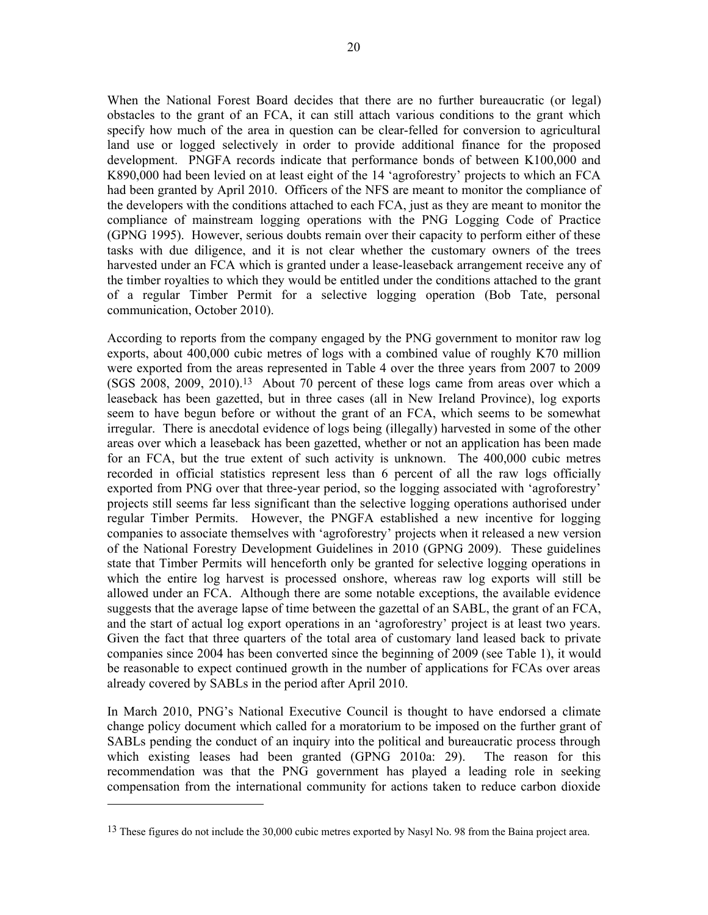When the National Forest Board decides that there are no further bureaucratic (or legal) obstacles to the grant of an FCA, it can still attach various conditions to the grant which specify how much of the area in question can be clear-felled for conversion to agricultural land use or logged selectively in order to provide additional finance for the proposed development. PNGFA records indicate that performance bonds of between K100,000 and K890,000 had been levied on at least eight of the 14 'agroforestry' projects to which an FCA had been granted by April 2010. Officers of the NFS are meant to monitor the compliance of the developers with the conditions attached to each FCA, just as they are meant to monitor the compliance of mainstream logging operations with the PNG Logging Code of Practice (GPNG 1995). However, serious doubts remain over their capacity to perform either of these tasks with due diligence, and it is not clear whether the customary owners of the trees harvested under an FCA which is granted under a lease-leaseback arrangement receive any of the timber royalties to which they would be entitled under the conditions attached to the grant of a regular Timber Permit for a selective logging operation (Bob Tate, personal communication, October 2010).

According to reports from the company engaged by the PNG government to monitor raw log exports, about 400,000 cubic metres of logs with a combined value of roughly K70 million were exported from the areas represented in Table 4 over the three years from 2007 to 2009 (SGS 2008, 2009, 2010).[13] About 70 percent of these logs came from areas over which a leaseback has been gazetted, but in three cases (all in New Ireland Province), log exports seem to have begun before or without the grant of an FCA, which seems to be somewhat irregular. There is anecdotal evidence of logs being (illegally) harvested in some of the other areas over which a leaseback has been gazetted, whether or not an application has been made for an FCA, but the true extent of such activity is unknown. The 400,000 cubic metres recorded in official statistics represent less than 6 percent of all the raw logs officially exported from PNG over that three-year period, so the logging associated with 'agroforestry' projects still seems far less significant than the selective logging operations authorised under regular Timber Permits. However, the PNGFA established a new incentive for logging companies to associate themselves with 'agroforestry' projects when it released a new version of the National Forestry Development Guidelines in 2010 (GPNG 2009). These guidelines state that Timber Permits will henceforth only be granted for selective logging operations in which the entire log harvest is processed onshore, whereas raw log exports will still be allowed under an FCA. Although there are some notable exceptions, the available evidence suggests that the average lapse of time between the gazettal of an SABL, the grant of an FCA, and the start of actual log export operations in an 'agroforestry' project is at least two years. Given the fact that three quarters of the total area of customary land leased back to private companies since 2004 has been converted since the beginning of 2009 (see Table 1), it would be reasonable to expect continued growth in the number of applications for FCAs over areas already covered by SABLs in the period after April 2010.

In March 2010, PNG's National Executive Council is thought to have endorsed a climate change policy document which called for a moratorium to be imposed on the further grant of SABLs pending the conduct of an inquiry into the political and bureaucratic process through which existing leases had been granted (GPNG 2010a: 29). The reason for this recommendation was that the PNG government has played a leading role in seeking compensation from the international community for actions taken to reduce carbon dioxide

---

[13] These figures do not include the 30,000 cubic metres exported by Nasyl No. 98 from the Baina project area.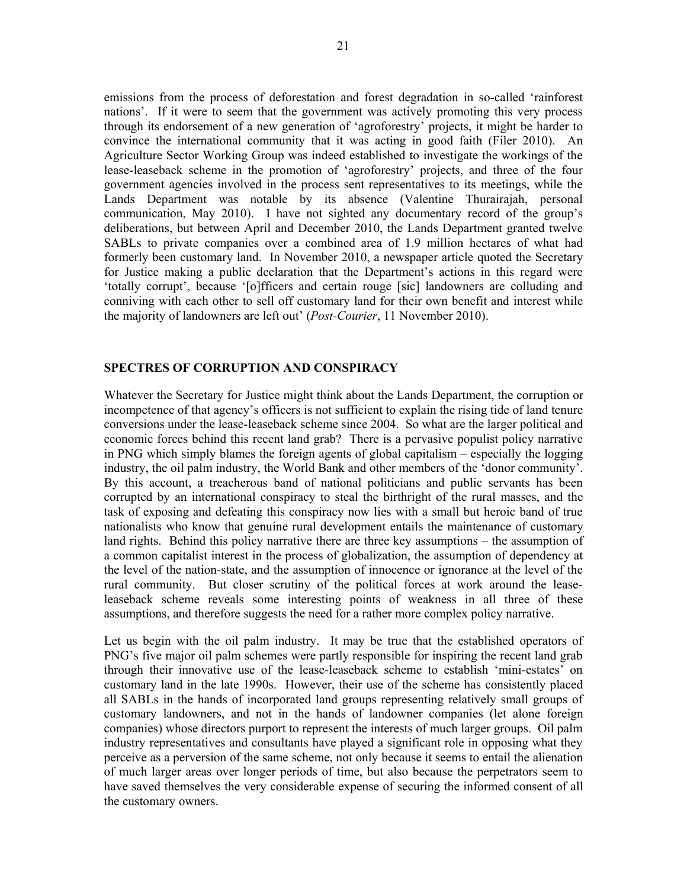emissions from the process of deforestation and forest degradation in so-called 'rainforest nations'. If it were to seem that the government was actively promoting this very process through its endorsement of a new generation of 'agroforestry' projects, it might be harder to convince the international community that it was acting in good faith (Filer 2010). An Agriculture Sector Working Group was indeed established to investigate the workings of the lease-leaseback scheme in the promotion of 'agroforestry' projects, and three of the four government agencies involved in the process sent representatives to its meetings, while the Lands Department was notable by its absence (Valentine Thurairajah, personal communication, May 2010). I have not sighted any documentary record of the group's deliberations, but between April and December 2010, the Lands Department granted twelve SABLs to private companies over a combined area of 1.9 million hectares of what had formerly been customary land. In November 2010, a newspaper article quoted the Secretary for Justice making a public declaration that the Department's actions in this regard were 'totally corrupt', because '[o]fficers and certain rouge [sic] landowners are colluding and conniving with each other to sell off customary land for their own benefit and interest while the majority of landowners are left out' (*Post-Courier*, 11 November 2010).

## SPECTRES OF CORRUPTION AND CONSPIRACY

Whatever the Secretary for Justice might think about the Lands Department, the corruption or incompetence of that agency's officers is not sufficient to explain the rising tide of land tenure conversions under the lease-leaseback scheme since 2004. So what are the larger political and economic forces behind this recent land grab? There is a pervasive populist policy narrative in PNG which simply blames the foreign agents of global capitalism – especially the logging industry, the oil palm industry, the World Bank and other members of the 'donor community'. By this account, a treacherous band of national politicians and public servants has been corrupted by an international conspiracy to steal the birthright of the rural masses, and the task of exposing and defeating this conspiracy now lies with a small but heroic band of true nationalists who know that genuine rural development entails the maintenance of customary land rights. Behind this policy narrative there are three key assumptions – the assumption of a common capitalist interest in the process of globalization, the assumption of dependency at the level of the nation-state, and the assumption of innocence or ignorance at the level of the rural community. But closer scrutiny of the political forces at work around the lease-leaseback scheme reveals some interesting points of weakness in all three of these assumptions, and therefore suggests the need for a rather more complex policy narrative.

Let us begin with the oil palm industry. It may be true that the established operators of PNG's five major oil palm schemes were partly responsible for inspiring the recent land grab through their innovative use of the lease-leaseback scheme to establish 'mini-estates' on customary land in the late 1990s. However, their use of the scheme has consistently placed all SABLs in the hands of incorporated land groups representing relatively small groups of customary landowners, and not in the hands of landowner companies (let alone foreign companies) whose directors purport to represent the interests of much larger groups. Oil palm industry representatives and consultants have played a significant role in opposing what they perceive as a perversion of the same scheme, not only because it seems to entail the alienation of much larger areas over longer periods of time, but also because the perpetrators seem to have saved themselves the very considerable expense of securing the informed consent of all the customary owners.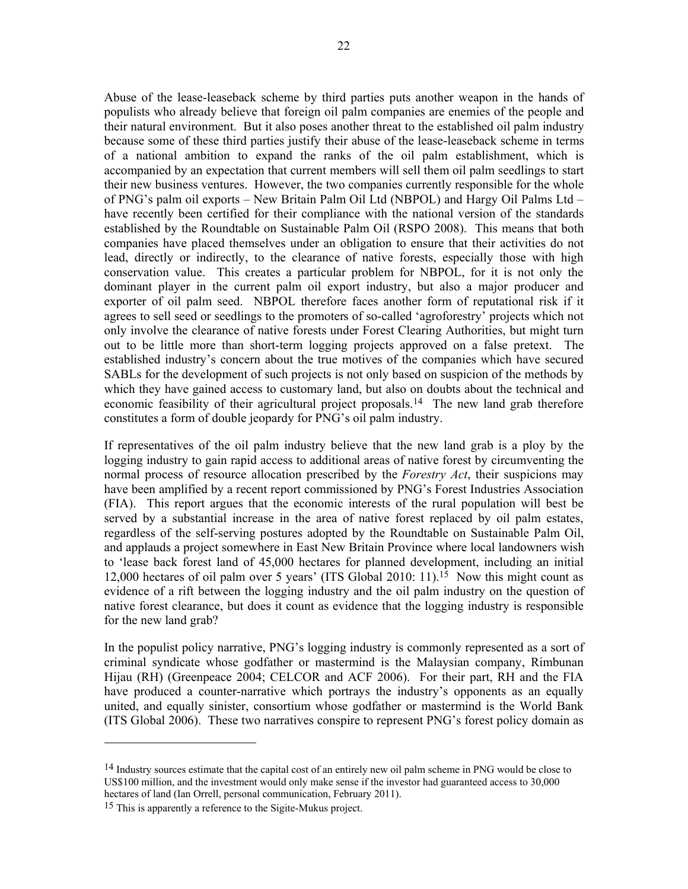Abuse of the lease-leaseback scheme by third parties puts another weapon in the hands of populists who already believe that foreign oil palm companies are enemies of the people and their natural environment. But it also poses another threat to the established oil palm industry because some of these third parties justify their abuse of the lease-leaseback scheme in terms of a national ambition to expand the ranks of the oil palm establishment, which is accompanied by an expectation that current members will sell them oil palm seedlings to start their new business ventures. However, the two companies currently responsible for the whole of PNG's palm oil exports – New Britain Palm Oil Ltd (NBPOL) and Hargy Oil Palms Ltd – have recently been certified for their compliance with the national version of the standards established by the Roundtable on Sustainable Palm Oil (RSPO 2008). This means that both companies have placed themselves under an obligation to ensure that their activities do not lead, directly or indirectly, to the clearance of native forests, especially those with high conservation value. This creates a particular problem for NBPOL, for it is not only the dominant player in the current palm oil export industry, but also a major producer and exporter of oil palm seed. NBPOL therefore faces another form of reputational risk if it agrees to sell seed or seedlings to the promoters of so-called 'agroforestry' projects which not only involve the clearance of native forests under Forest Clearing Authorities, but might turn out to be little more than short-term logging projects approved on a false pretext. The established industry's concern about the true motives of the companies which have secured SABLs for the development of such projects is not only based on suspicion of the methods by which they have gained access to customary land, but also on doubts about the technical and economic feasibility of their agricultural project proposals.[14] The new land grab therefore constitutes a form of double jeopardy for PNG's oil palm industry.

If representatives of the oil palm industry believe that the new land grab is a ploy by the logging industry to gain rapid access to additional areas of native forest by circumventing the normal process of resource allocation prescribed by the *Forestry Act*, their suspicions may have been amplified by a recent report commissioned by PNG's Forest Industries Association (FIA). This report argues that the economic interests of the rural population will best be served by a substantial increase in the area of native forest replaced by oil palm estates, regardless of the self-serving postures adopted by the Roundtable on Sustainable Palm Oil, and applauds a project somewhere in East New Britain Province where local landowners wish to 'lease back forest land of 45,000 hectares for planned development, including an initial 12,000 hectares of oil palm over 5 years' (ITS Global 2010: 11).[15] Now this might count as evidence of a rift between the logging industry and the oil palm industry on the question of native forest clearance, but does it count as evidence that the logging industry is responsible for the new land grab?

In the populist policy narrative, PNG's logging industry is commonly represented as a sort of criminal syndicate whose godfather or mastermind is the Malaysian company, Rimbunan Hijau (RH) (Greenpeace 2004; CELCOR and ACF 2006). For their part, RH and the FIA have produced a counter-narrative which portrays the industry's opponents as an equally united, and equally sinister, consortium whose godfather or mastermind is the World Bank (ITS Global 2006). These two narratives conspire to represent PNG's forest policy domain as

---

[14] Industry sources estimate that the capital cost of an entirely new oil palm scheme in PNG would be close to US$100 million, and the investment would only make sense if the investor had guaranteed access to 30,000 hectares of land (Ian Orrell, personal communication, February 2011).

[15] This is apparently a reference to the Sigite-Mukus project.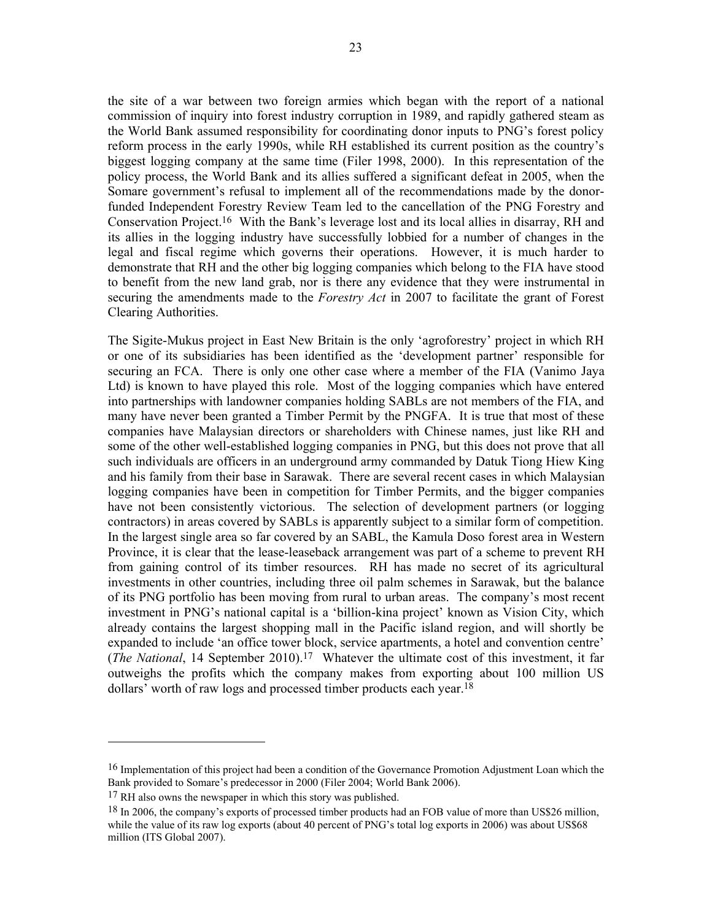the site of a war between two foreign armies which began with the report of a national commission of inquiry into forest industry corruption in 1989, and rapidly gathered steam as the World Bank assumed responsibility for coordinating donor inputs to PNG's forest policy reform process in the early 1990s, while RH established its current position as the country's biggest logging company at the same time (Filer 1998, 2000). In this representation of the policy process, the World Bank and its allies suffered a significant defeat in 2005, when the Somare government's refusal to implement all of the recommendations made by the donor-funded Independent Forestry Review Team led to the cancellation of the PNG Forestry and Conservation Project.[16] With the Bank's leverage lost and its local allies in disarray, RH and its allies in the logging industry have successfully lobbied for a number of changes in the legal and fiscal regime which governs their operations. However, it is much harder to demonstrate that RH and the other big logging companies which belong to the FIA have stood to benefit from the new land grab, nor is there any evidence that they were instrumental in securing the amendments made to the *Forestry Act* in 2007 to facilitate the grant of Forest Clearing Authorities.

The Sigite-Mukus project in East New Britain is the only 'agroforestry' project in which RH or one of its subsidiaries has been identified as the 'development partner' responsible for securing an FCA. There is only one other case where a member of the FIA (Vanimo Jaya Ltd) is known to have played this role. Most of the logging companies which have entered into partnerships with landowner companies holding SABLs are not members of the FIA, and many have never been granted a Timber Permit by the PNGFA. It is true that most of these companies have Malaysian directors or shareholders with Chinese names, just like RH and some of the other well-established logging companies in PNG, but this does not prove that all such individuals are officers in an underground army commanded by Datuk Tiong Hiew King and his family from their base in Sarawak. There are several recent cases in which Malaysian logging companies have been in competition for Timber Permits, and the bigger companies have not been consistently victorious. The selection of development partners (or logging contractors) in areas covered by SABLs is apparently subject to a similar form of competition. In the largest single area so far covered by an SABL, the Kamula Doso forest area in Western Province, it is clear that the lease-leaseback arrangement was part of a scheme to prevent RH from gaining control of its timber resources. RH has made no secret of its agricultural investments in other countries, including three oil palm schemes in Sarawak, but the balance of its PNG portfolio has been moving from rural to urban areas. The company's most recent investment in PNG's national capital is a 'billion-kina project' known as Vision City, which already contains the largest shopping mall in the Pacific island region, and will shortly be expanded to include 'an office tower block, service apartments, a hotel and convention centre' (*The National*, 14 September 2010).[17] Whatever the ultimate cost of this investment, it far outweighs the profits which the company makes from exporting about 100 million US dollars' worth of raw logs and processed timber products each year.[18]

---

[16] Implementation of this project had been a condition of the Governance Promotion Adjustment Loan which the Bank provided to Somare's predecessor in 2000 (Filer 2004; World Bank 2006).

[17] RH also owns the newspaper in which this story was published.

[18] In 2006, the company's exports of processed timber products had an FOB value of more than US$26 million, while the value of its raw log exports (about 40 percent of PNG's total log exports in 2006) was about US$68 million (ITS Global 2007).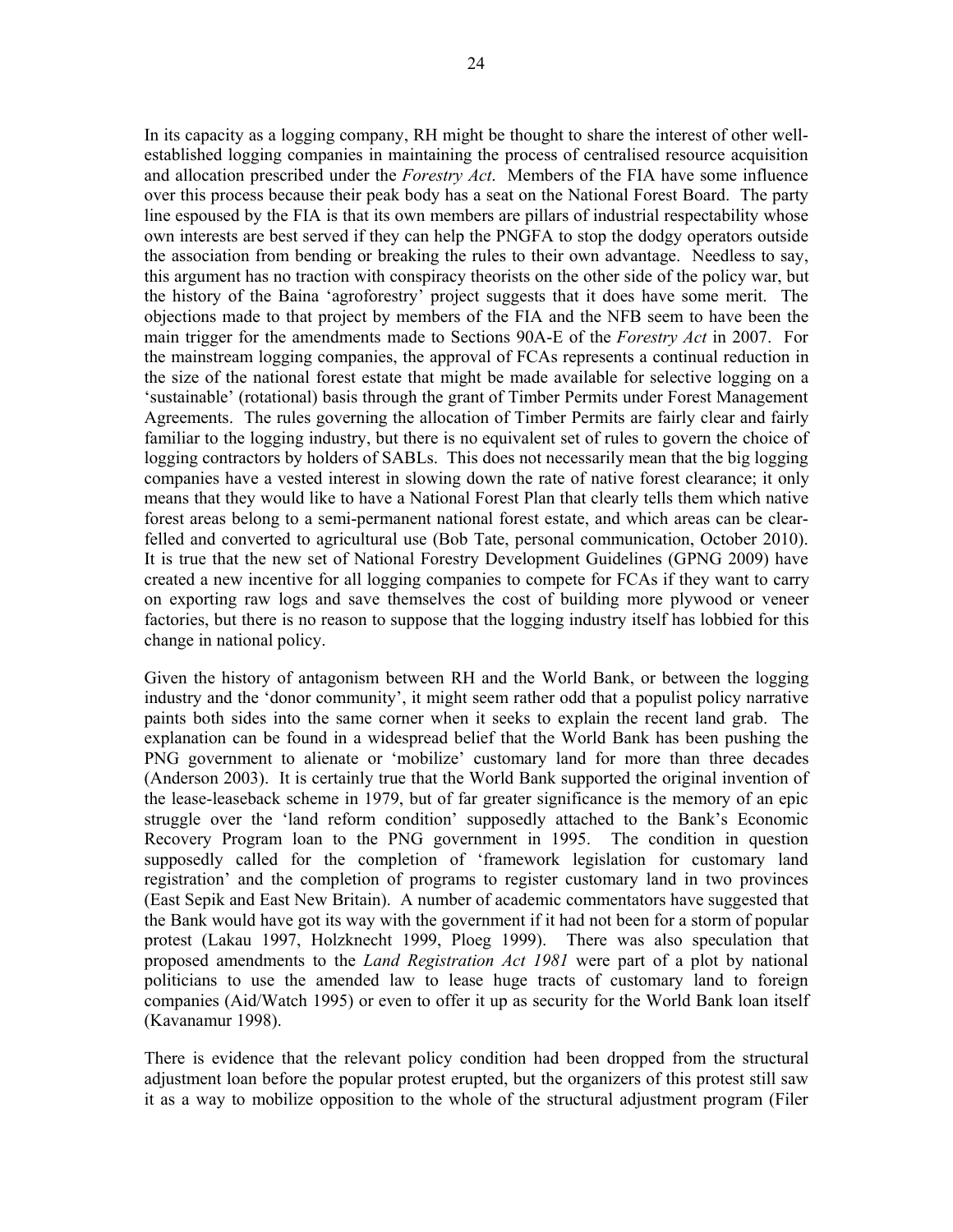In its capacity as a logging company, RH might be thought to share the interest of other well-established logging companies in maintaining the process of centralised resource acquisition and allocation prescribed under the *Forestry Act*. Members of the FIA have some influence over this process because their peak body has a seat on the National Forest Board. The party line espoused by the FIA is that its own members are pillars of industrial respectability whose own interests are best served if they can help the PNGFA to stop the dodgy operators outside the association from bending or breaking the rules to their own advantage. Needless to say, this argument has no traction with conspiracy theorists on the other side of the policy war, but the history of the Baina 'agroforestry' project suggests that it does have some merit. The objections made to that project by members of the FIA and the NFB seem to have been the main trigger for the amendments made to Sections 90A-E of the *Forestry Act* in 2007. For the mainstream logging companies, the approval of FCAs represents a continual reduction in the size of the national forest estate that might be made available for selective logging on a 'sustainable' (rotational) basis through the grant of Timber Permits under Forest Management Agreements. The rules governing the allocation of Timber Permits are fairly clear and fairly familiar to the logging industry, but there is no equivalent set of rules to govern the choice of logging contractors by holders of SABLs. This does not necessarily mean that the big logging companies have a vested interest in slowing down the rate of native forest clearance; it only means that they would like to have a National Forest Plan that clearly tells them which native forest areas belong to a semi-permanent national forest estate, and which areas can be clear-felled and converted to agricultural use (Bob Tate, personal communication, October 2010). It is true that the new set of National Forestry Development Guidelines (GPNG 2009) have created a new incentive for all logging companies to compete for FCAs if they want to carry on exporting raw logs and save themselves the cost of building more plywood or veneer factories, but there is no reason to suppose that the logging industry itself has lobbied for this change in national policy.

Given the history of antagonism between RH and the World Bank, or between the logging industry and the 'donor community', it might seem rather odd that a populist policy narrative paints both sides into the same corner when it seeks to explain the recent land grab. The explanation can be found in a widespread belief that the World Bank has been pushing the PNG government to alienate or 'mobilize' customary land for more than three decades (Anderson 2003). It is certainly true that the World Bank supported the original invention of the lease-leaseback scheme in 1979, but of far greater significance is the memory of an epic struggle over the 'land reform condition' supposedly attached to the Bank's Economic Recovery Program loan to the PNG government in 1995. The condition in question supposedly called for the completion of 'framework legislation for customary land registration' and the completion of programs to register customary land in two provinces (East Sepik and East New Britain). A number of academic commentators have suggested that the Bank would have got its way with the government if it had not been for a storm of popular protest (Lakau 1997, Holzknecht 1999, Ploeg 1999). There was also speculation that proposed amendments to the *Land Registration Act 1981* were part of a plot by national politicians to use the amended law to lease huge tracts of customary land to foreign companies (Aid/Watch 1995) or even to offer it up as security for the World Bank loan itself (Kavanamur 1998).

There is evidence that the relevant policy condition had been dropped from the structural adjustment loan before the popular protest erupted, but the organizers of this protest still saw it as a way to mobilize opposition to the whole of the structural adjustment program (Filer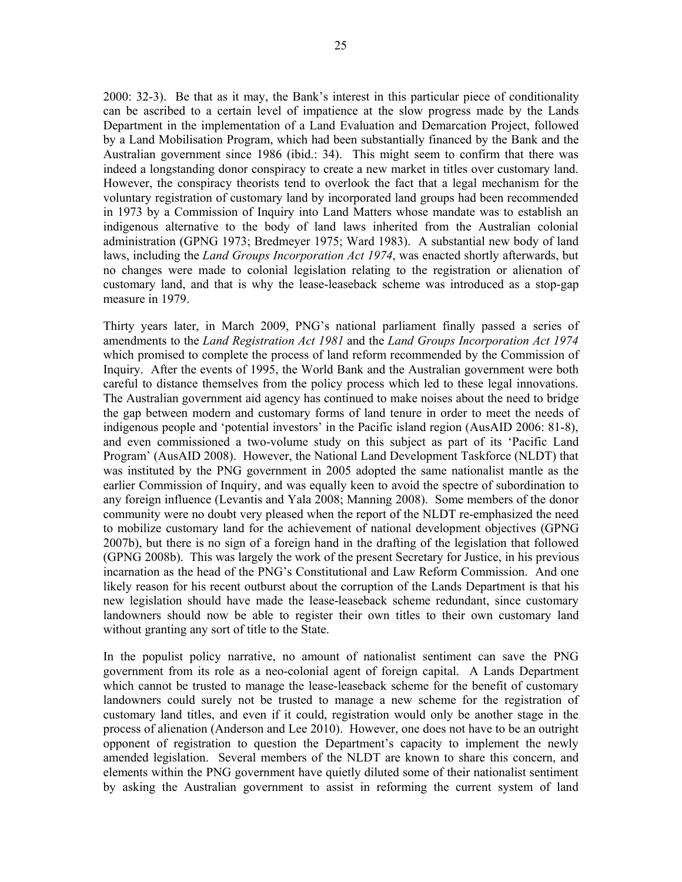2000: 32-3). Be that as it may, the Bank's interest in this particular piece of conditionality can be ascribed to a certain level of impatience at the slow progress made by the Lands Department in the implementation of a Land Evaluation and Demarcation Project, followed by a Land Mobilisation Program, which had been substantially financed by the Bank and the Australian government since 1986 (ibid.: 34). This might seem to confirm that there was indeed a longstanding donor conspiracy to create a new market in titles over customary land. However, the conspiracy theorists tend to overlook the fact that a legal mechanism for the voluntary registration of customary land by incorporated land groups had been recommended in 1973 by a Commission of Inquiry into Land Matters whose mandate was to establish an indigenous alternative to the body of land laws inherited from the Australian colonial administration (GPNG 1973; Bredmeyer 1975; Ward 1983). A substantial new body of land laws, including the *Land Groups Incorporation Act 1974*, was enacted shortly afterwards, but no changes were made to colonial legislation relating to the registration or alienation of customary land, and that is why the lease-leaseback scheme was introduced as a stop-gap measure in 1979.

Thirty years later, in March 2009, PNG's national parliament finally passed a series of amendments to the *Land Registration Act 1981* and the *Land Groups Incorporation Act 1974* which promised to complete the process of land reform recommended by the Commission of Inquiry. After the events of 1995, the World Bank and the Australian government were both careful to distance themselves from the policy process which led to these legal innovations. The Australian government aid agency has continued to make noises about the need to bridge the gap between modern and customary forms of land tenure in order to meet the needs of indigenous people and 'potential investors' in the Pacific island region (AusAID 2006: 81-8), and even commissioned a two-volume study on this subject as part of its 'Pacific Land Program' (AusAID 2008). However, the National Land Development Taskforce (NLDT) that was instituted by the PNG government in 2005 adopted the same nationalist mantle as the earlier Commission of Inquiry, and was equally keen to avoid the spectre of subordination to any foreign influence (Levantis and Yala 2008; Manning 2008). Some members of the donor community were no doubt very pleased when the report of the NLDT re-emphasized the need to mobilize customary land for the achievement of national development objectives (GPNG 2007b), but there is no sign of a foreign hand in the drafting of the legislation that followed (GPNG 2008b). This was largely the work of the present Secretary for Justice, in his previous incarnation as the head of the PNG's Constitutional and Law Reform Commission. And one likely reason for his recent outburst about the corruption of the Lands Department is that his new legislation should have made the lease-leaseback scheme redundant, since customary landowners should now be able to register their own titles to their own customary land without granting any sort of title to the State.

In the populist policy narrative, no amount of nationalist sentiment can save the PNG government from its role as a neo-colonial agent of foreign capital. A Lands Department which cannot be trusted to manage the lease-leaseback scheme for the benefit of customary landowners could surely not be trusted to manage a new scheme for the registration of customary land titles, and even if it could, registration would only be another stage in the process of alienation (Anderson and Lee 2010). However, one does not have to be an outright opponent of registration to question the Department's capacity to implement the newly amended legislation. Several members of the NLDT are known to share this concern, and elements within the PNG government have quietly diluted some of their nationalist sentiment by asking the Australian government to assist in reforming the current system of land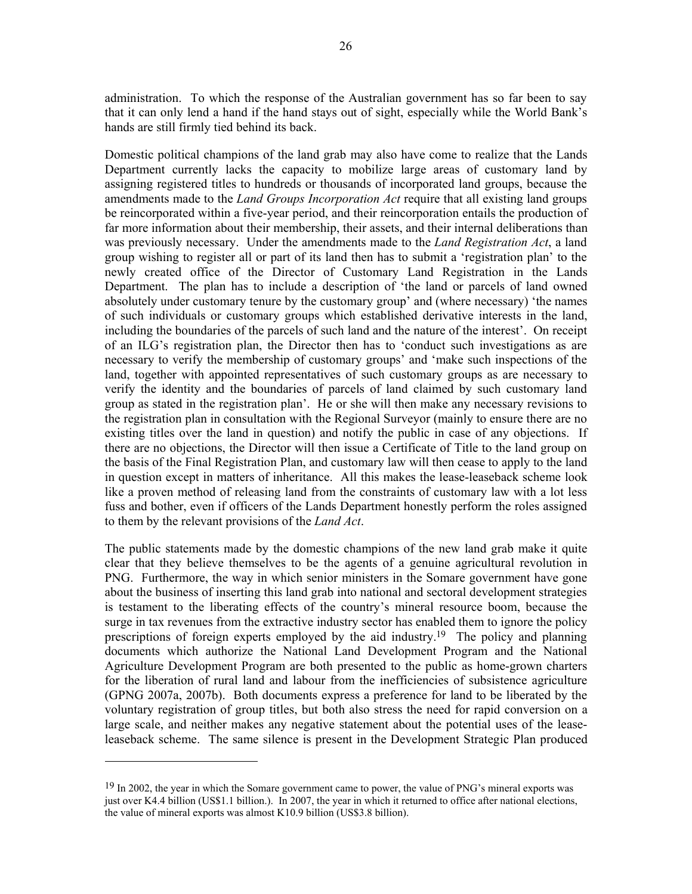administration. To which the response of the Australian government has so far been to say that it can only lend a hand if the hand stays out of sight, especially while the World Bank's hands are still firmly tied behind its back.

Domestic political champions of the land grab may also have come to realize that the Lands Department currently lacks the capacity to mobilize large areas of customary land by assigning registered titles to hundreds or thousands of incorporated land groups, because the amendments made to the *Land Groups Incorporation Act* require that all existing land groups be reincorporated within a five-year period, and their reincorporation entails the production of far more information about their membership, their assets, and their internal deliberations than was previously necessary. Under the amendments made to the *Land Registration Act*, a land group wishing to register all or part of its land then has to submit a 'registration plan' to the newly created office of the Director of Customary Land Registration in the Lands Department. The plan has to include a description of 'the land or parcels of land owned absolutely under customary tenure by the customary group' and (where necessary) 'the names of such individuals or customary groups which established derivative interests in the land, including the boundaries of the parcels of such land and the nature of the interest'. On receipt of an ILG's registration plan, the Director then has to 'conduct such investigations as are necessary to verify the membership of customary groups' and 'make such inspections of the land, together with appointed representatives of such customary groups as are necessary to verify the identity and the boundaries of parcels of land claimed by such customary land group as stated in the registration plan'. He or she will then make any necessary revisions to the registration plan in consultation with the Regional Surveyor (mainly to ensure there are no existing titles over the land in question) and notify the public in case of any objections. If there are no objections, the Director will then issue a Certificate of Title to the land group on the basis of the Final Registration Plan, and customary law will then cease to apply to the land in question except in matters of inheritance. All this makes the lease-leaseback scheme look like a proven method of releasing land from the constraints of customary law with a lot less fuss and bother, even if officers of the Lands Department honestly perform the roles assigned to them by the relevant provisions of the *Land Act*.

The public statements made by the domestic champions of the new land grab make it quite clear that they believe themselves to be the agents of a genuine agricultural revolution in PNG. Furthermore, the way in which senior ministers in the Somare government have gone about the business of inserting this land grab into national and sectoral development strategies is testament to the liberating effects of the country's mineral resource boom, because the surge in tax revenues from the extractive industry sector has enabled them to ignore the policy prescriptions of foreign experts employed by the aid industry.[19] The policy and planning documents which authorize the National Land Development Program and the National Agriculture Development Program are both presented to the public as home-grown charters for the liberation of rural land and labour from the inefficiencies of subsistence agriculture (GPNG 2007a, 2007b). Both documents express a preference for land to be liberated by the voluntary registration of group titles, but both also stress the need for rapid conversion on a large scale, and neither makes any negative statement about the potential uses of the lease-leaseback scheme. The same silence is present in the Development Strategic Plan produced

---

[19] In 2002, the year in which the Somare government came to power, the value of PNG's mineral exports was just over K4.4 billion (US$1.1 billion.). In 2007, the year in which it returned to office after national elections, the value of mineral exports was almost K10.9 billion (US$3.8 billion).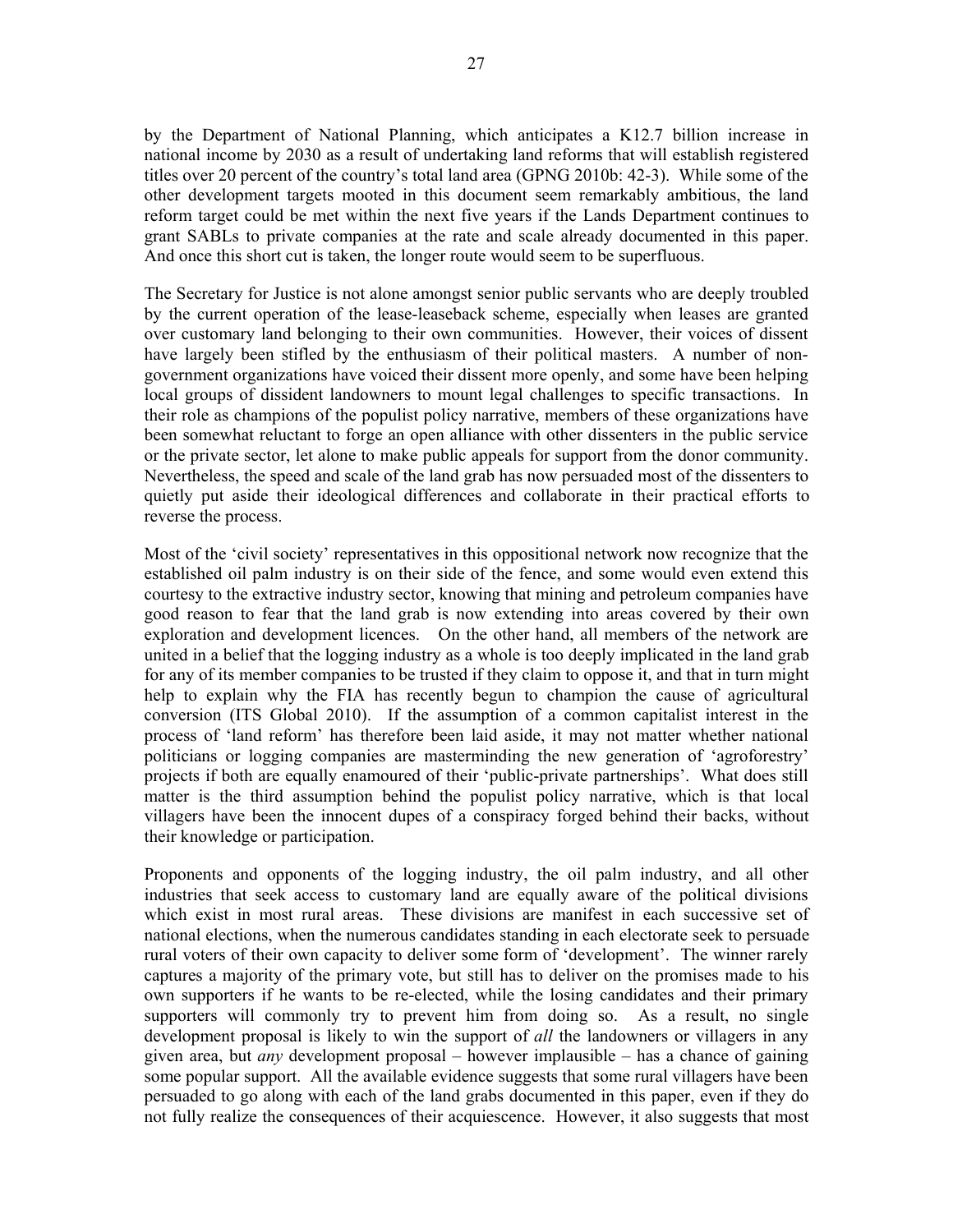by the Department of National Planning, which anticipates a K12.7 billion increase in national income by 2030 as a result of undertaking land reforms that will establish registered titles over 20 percent of the country's total land area (GPNG 2010b: 42-3). While some of the other development targets mooted in this document seem remarkably ambitious, the land reform target could be met within the next five years if the Lands Department continues to grant SABLs to private companies at the rate and scale already documented in this paper. And once this short cut is taken, the longer route would seem to be superfluous.

The Secretary for Justice is not alone amongst senior public servants who are deeply troubled by the current operation of the lease-leaseback scheme, especially when leases are granted over customary land belonging to their own communities. However, their voices of dissent have largely been stifled by the enthusiasm of their political masters. A number of non-government organizations have voiced their dissent more openly, and some have been helping local groups of dissident landowners to mount legal challenges to specific transactions. In their role as champions of the populist policy narrative, members of these organizations have been somewhat reluctant to forge an open alliance with other dissenters in the public service or the private sector, let alone to make public appeals for support from the donor community. Nevertheless, the speed and scale of the land grab has now persuaded most of the dissenters to quietly put aside their ideological differences and collaborate in their practical efforts to reverse the process.

Most of the 'civil society' representatives in this oppositional network now recognize that the established oil palm industry is on their side of the fence, and some would even extend this courtesy to the extractive industry sector, knowing that mining and petroleum companies have good reason to fear that the land grab is now extending into areas covered by their own exploration and development licences. On the other hand, all members of the network are united in a belief that the logging industry as a whole is too deeply implicated in the land grab for any of its member companies to be trusted if they claim to oppose it, and that in turn might help to explain why the FIA has recently begun to champion the cause of agricultural conversion (ITS Global 2010). If the assumption of a common capitalist interest in the process of 'land reform' has therefore been laid aside, it may not matter whether national politicians or logging companies are masterminding the new generation of 'agroforestry' projects if both are equally enamoured of their 'public-private partnerships'. What does still matter is the third assumption behind the populist policy narrative, which is that local villagers have been the innocent dupes of a conspiracy forged behind their backs, without their knowledge or participation.

Proponents and opponents of the logging industry, the oil palm industry, and all other industries that seek access to customary land are equally aware of the political divisions which exist in most rural areas. These divisions are manifest in each successive set of national elections, when the numerous candidates standing in each electorate seek to persuade rural voters of their own capacity to deliver some form of 'development'. The winner rarely captures a majority of the primary vote, but still has to deliver on the promises made to his own supporters if he wants to be re-elected, while the losing candidates and their primary supporters will commonly try to prevent him from doing so. As a result, no single development proposal is likely to win the support of *all* the landowners or villagers in any given area, but *any* development proposal – however implausible – has a chance of gaining some popular support. All the available evidence suggests that some rural villagers have been persuaded to go along with each of the land grabs documented in this paper, even if they do not fully realize the consequences of their acquiescence. However, it also suggests that most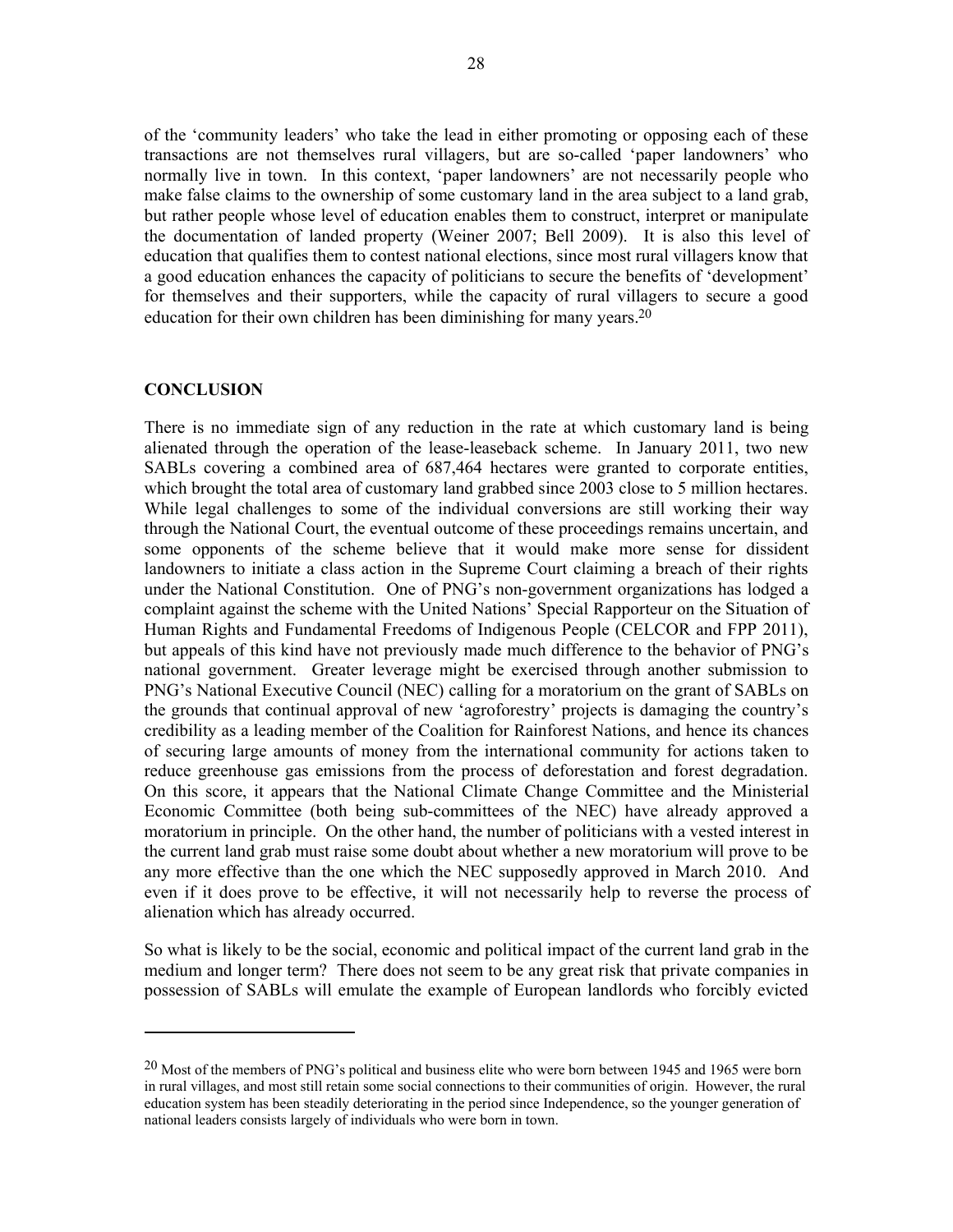of the 'community leaders' who take the lead in either promoting or opposing each of these transactions are not themselves rural villagers, but are so-called 'paper landowners' who normally live in town. In this context, 'paper landowners' are not necessarily people who make false claims to the ownership of some customary land in the area subject to a land grab, but rather people whose level of education enables them to construct, interpret or manipulate the documentation of landed property (Weiner 2007; Bell 2009). It is also this level of education that qualifies them to contest national elections, since most rural villagers know that a good education enhances the capacity of politicians to secure the benefits of 'development' for themselves and their supporters, while the capacity of rural villagers to secure a good education for their own children has been diminishing for many years.[20]

## CONCLUSION

There is no immediate sign of any reduction in the rate at which customary land is being alienated through the operation of the lease-leaseback scheme. In January 2011, two new SABLs covering a combined area of 687,464 hectares were granted to corporate entities, which brought the total area of customary land grabbed since 2003 close to 5 million hectares. While legal challenges to some of the individual conversions are still working their way through the National Court, the eventual outcome of these proceedings remains uncertain, and some opponents of the scheme believe that it would make more sense for dissident landowners to initiate a class action in the Supreme Court claiming a breach of their rights under the National Constitution. One of PNG's non-government organizations has lodged a complaint against the scheme with the United Nations' Special Rapporteur on the Situation of Human Rights and Fundamental Freedoms of Indigenous People (CELCOR and FPP 2011), but appeals of this kind have not previously made much difference to the behavior of PNG's national government. Greater leverage might be exercised through another submission to PNG's National Executive Council (NEC) calling for a moratorium on the grant of SABLs on the grounds that continual approval of new 'agroforestry' projects is damaging the country's credibility as a leading member of the Coalition for Rainforest Nations, and hence its chances of securing large amounts of money from the international community for actions taken to reduce greenhouse gas emissions from the process of deforestation and forest degradation. On this score, it appears that the National Climate Change Committee and the Ministerial Economic Committee (both being sub-committees of the NEC) have already approved a moratorium in principle. On the other hand, the number of politicians with a vested interest in the current land grab must raise some doubt about whether a new moratorium will prove to be any more effective than the one which the NEC supposedly approved in March 2010. And even if it does prove to be effective, it will not necessarily help to reverse the process of alienation which has already occurred.

So what is likely to be the social, economic and political impact of the current land grab in the medium and longer term? There does not seem to be any great risk that private companies in possession of SABLs will emulate the example of European landlords who forcibly evicted

---

[20] Most of the members of PNG's political and business elite who were born between 1945 and 1965 were born in rural villages, and most still retain some social connections to their communities of origin. However, the rural education system has been steadily deteriorating in the period since Independence, so the younger generation of national leaders consists largely of individuals who were born in town.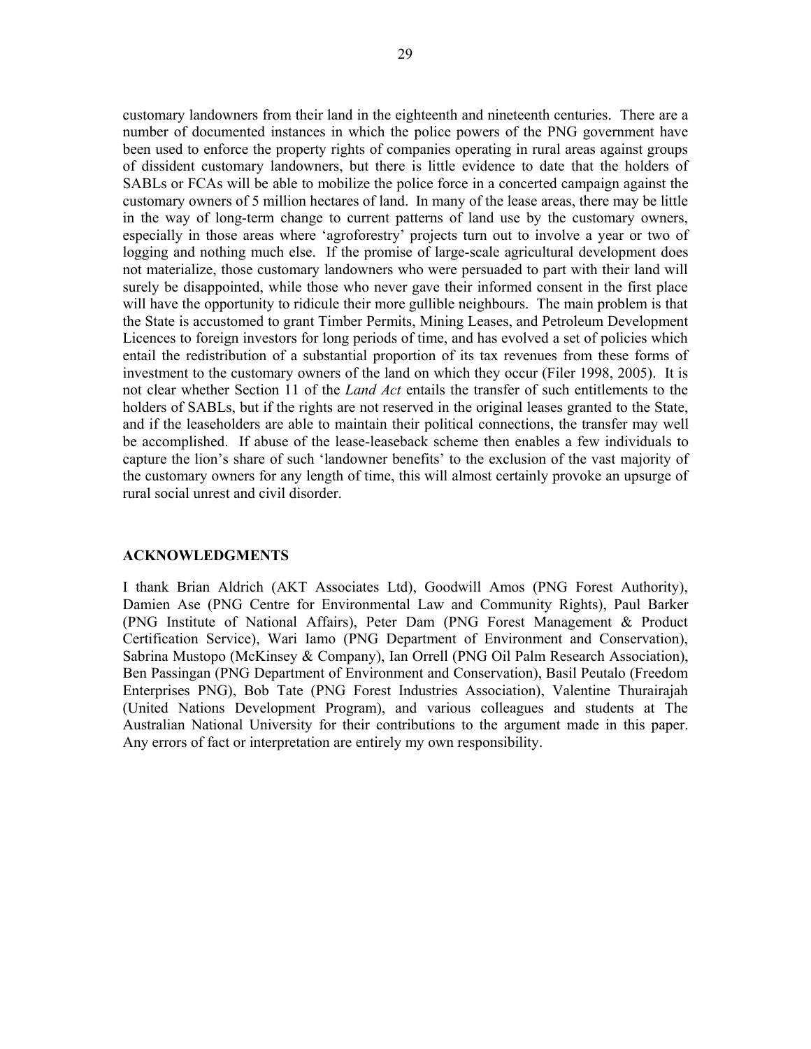customary landowners from their land in the eighteenth and nineteenth centuries. There are a number of documented instances in which the police powers of the PNG government have been used to enforce the property rights of companies operating in rural areas against groups of dissident customary landowners, but there is little evidence to date that the holders of SABLs or FCAs will be able to mobilize the police force in a concerted campaign against the customary owners of 5 million hectares of land. In many of the lease areas, there may be little in the way of long-term change to current patterns of land use by the customary owners, especially in those areas where 'agroforestry' projects turn out to involve a year or two of logging and nothing much else. If the promise of large-scale agricultural development does not materialize, those customary landowners who were persuaded to part with their land will surely be disappointed, while those who never gave their informed consent in the first place will have the opportunity to ridicule their more gullible neighbours. The main problem is that the State is accustomed to grant Timber Permits, Mining Leases, and Petroleum Development Licences to foreign investors for long periods of time, and has evolved a set of policies which entail the redistribution of a substantial proportion of its tax revenues from these forms of investment to the customary owners of the land on which they occur (Filer 1998, 2005). It is not clear whether Section 11 of the *Land Act* entails the transfer of such entitlements to the holders of SABLs, but if the rights are not reserved in the original leases granted to the State, and if the leaseholders are able to maintain their political connections, the transfer may well be accomplished. If abuse of the lease-leaseback scheme then enables a few individuals to capture the lion's share of such 'landowner benefits' to the exclusion of the vast majority of the customary owners for any length of time, this will almost certainly provoke an upsurge of rural social unrest and civil disorder.

## ACKNOWLEDGMENTS

I thank Brian Aldrich (AKT Associates Ltd), Goodwill Amos (PNG Forest Authority), Damien Ase (PNG Centre for Environmental Law and Community Rights), Paul Barker (PNG Institute of National Affairs), Peter Dam (PNG Forest Management & Product Certification Service), Wari Iamo (PNG Department of Environment and Conservation), Sabrina Mustopo (McKinsey & Company), Ian Orrell (PNG Oil Palm Research Association), Ben Passingan (PNG Department of Environment and Conservation), Basil Peutalo (Freedom Enterprises PNG), Bob Tate (PNG Forest Industries Association), Valentine Thurairajah (United Nations Development Program), and various colleagues and students at The Australian National University for their contributions to the argument made in this paper. Any errors of fact or interpretation are entirely my own responsibility.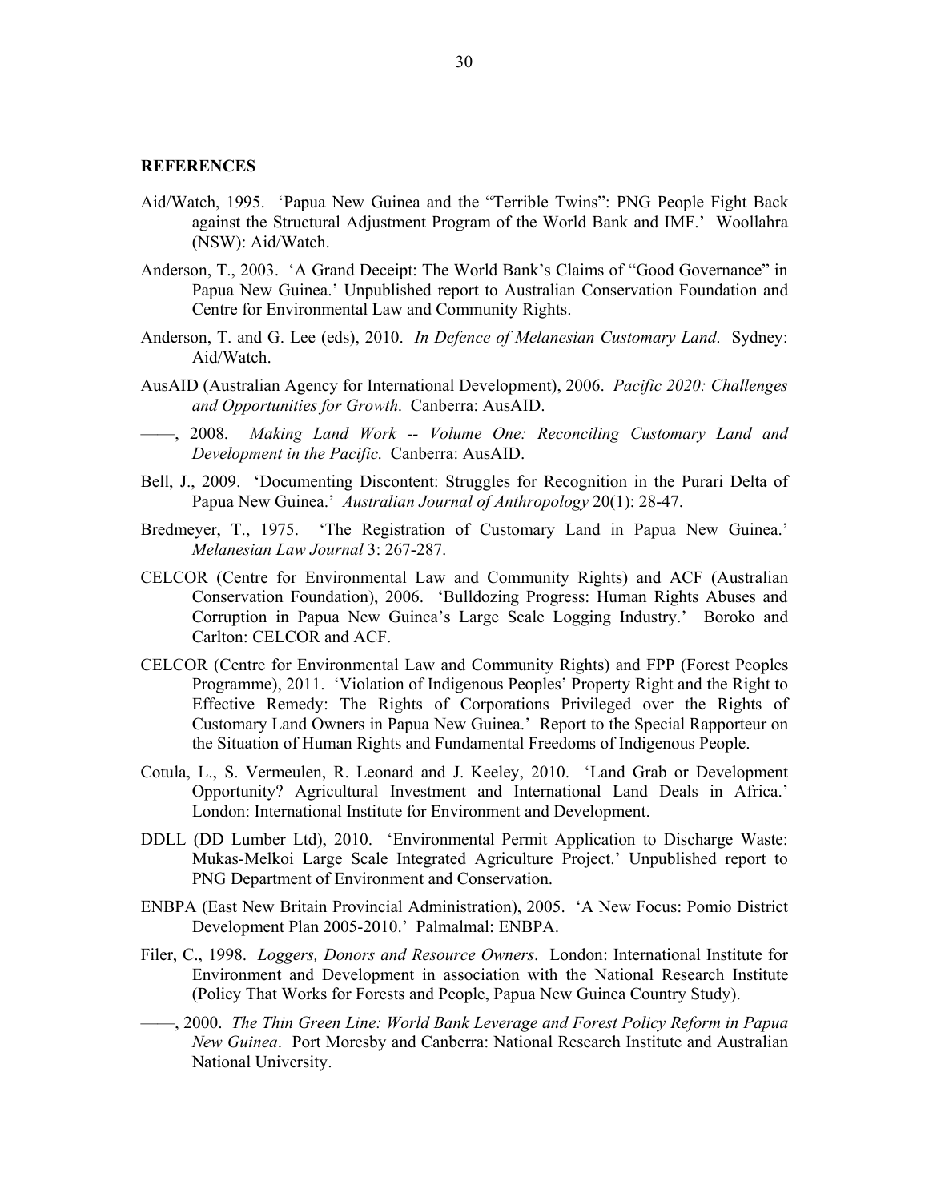**REFERENCES**

Aid/Watch, 1995. 'Papua New Guinea and the "Terrible Twins": PNG People Fight Back against the Structural Adjustment Program of the World Bank and IMF.' Woollahra (NSW): Aid/Watch.

Anderson, T., 2003. 'A Grand Deceipt: The World Bank's Claims of "Good Governance" in Papua New Guinea.' Unpublished report to Australian Conservation Foundation and Centre for Environmental Law and Community Rights.

Anderson, T. and G. Lee (eds), 2010. *In Defence of Melanesian Customary Land*. Sydney: Aid/Watch.

AusAID (Australian Agency for International Development), 2006. *Pacific 2020: Challenges and Opportunities for Growth*. Canberra: AusAID.

——, 2008. *Making Land Work -- Volume One: Reconciling Customary Land and Development in the Pacific*. Canberra: AusAID.

Bell, J., 2009. 'Documenting Discontent: Struggles for Recognition in the Purari Delta of Papua New Guinea.' *Australian Journal of Anthropology* 20(1): 28-47.

Bredmeyer, T., 1975. 'The Registration of Customary Land in Papua New Guinea.' *Melanesian Law Journal* 3: 267-287.

CELCOR (Centre for Environmental Law and Community Rights) and ACF (Australian Conservation Foundation), 2006. 'Bulldozing Progress: Human Rights Abuses and Corruption in Papua New Guinea's Large Scale Logging Industry.' Boroko and Carlton: CELCOR and ACF.

CELCOR (Centre for Environmental Law and Community Rights) and FPP (Forest Peoples Programme), 2011. 'Violation of Indigenous Peoples' Property Right and the Right to Effective Remedy: The Rights of Corporations Privileged over the Rights of Customary Land Owners in Papua New Guinea.' Report to the Special Rapporteur on the Situation of Human Rights and Fundamental Freedoms of Indigenous People.

Cotula, L., S. Vermeulen, R. Leonard and J. Keeley, 2010. 'Land Grab or Development Opportunity? Agricultural Investment and International Land Deals in Africa.' London: International Institute for Environment and Development.

DDLL (DD Lumber Ltd), 2010. 'Environmental Permit Application to Discharge Waste: Mukas-Melkoi Large Scale Integrated Agriculture Project.' Unpublished report to PNG Department of Environment and Conservation.

ENBPA (East New Britain Provincial Administration), 2005. 'A New Focus: Pomio District Development Plan 2005-2010.' Palmalmal: ENBPA.

Filer, C., 1998. *Loggers, Donors and Resource Owners*. London: International Institute for Environment and Development in association with the National Research Institute (Policy That Works for Forests and People, Papua New Guinea Country Study).

——, 2000. *The Thin Green Line: World Bank Leverage and Forest Policy Reform in Papua New Guinea*. Port Moresby and Canberra: National Research Institute and Australian National University.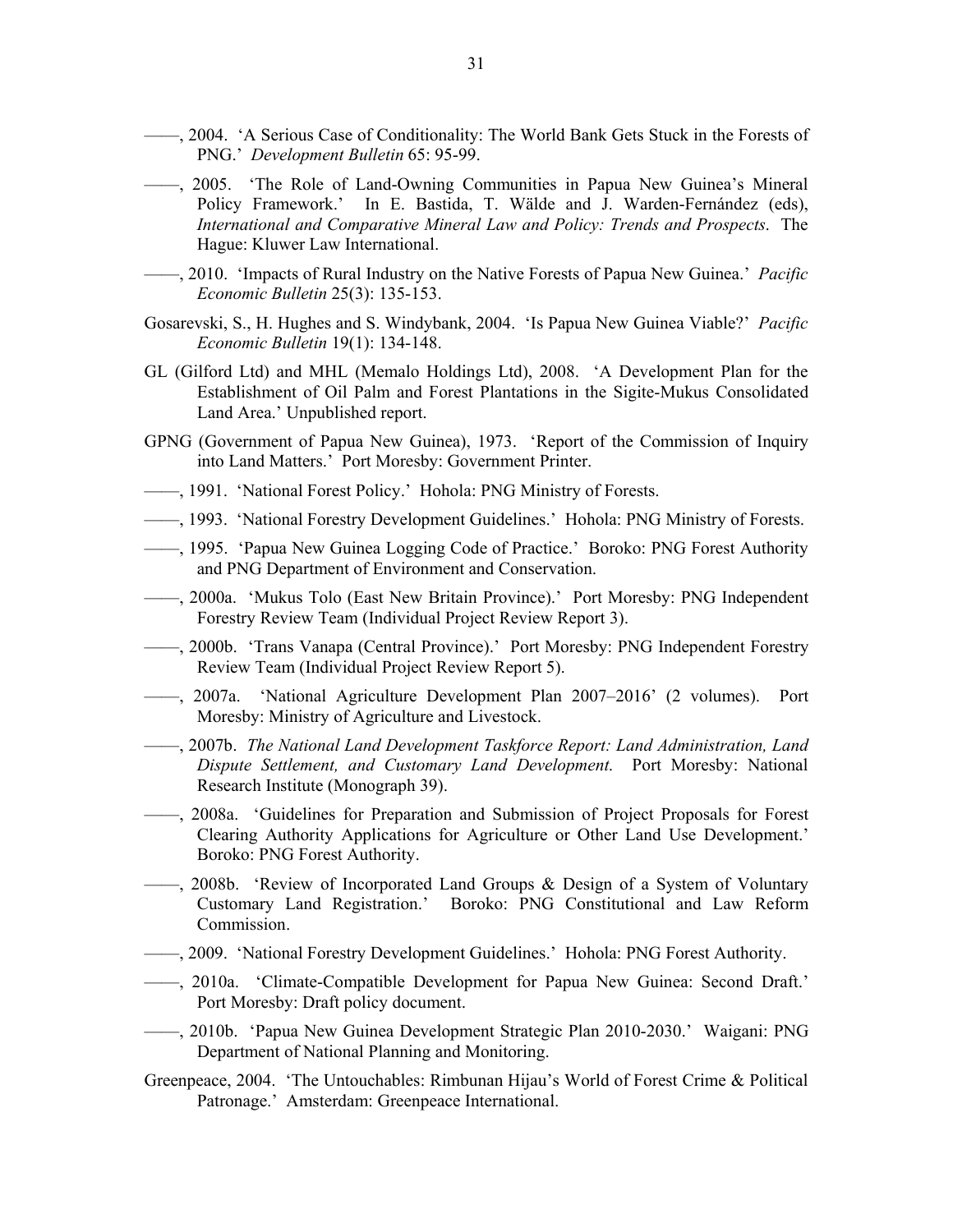——, 2004. 'A Serious Case of Conditionality: The World Bank Gets Stuck in the Forests of PNG.' *Development Bulletin* 65: 95-99.

——, 2005. 'The Role of Land-Owning Communities in Papua New Guinea's Mineral Policy Framework.' In E. Bastida, T. Wälde and J. Warden-Fernández (eds), *International and Comparative Mineral Law and Policy: Trends and Prospects*. The Hague: Kluwer Law International.

——, 2010. 'Impacts of Rural Industry on the Native Forests of Papua New Guinea.' *Pacific Economic Bulletin* 25(3): 135-153.

Gosarevski, S., H. Hughes and S. Windybank, 2004. 'Is Papua New Guinea Viable?' *Pacific Economic Bulletin* 19(1): 134-148.

GL (Gilford Ltd) and MHL (Memalo Holdings Ltd), 2008. 'A Development Plan for the Establishment of Oil Palm and Forest Plantations in the Sigite-Mukus Consolidated Land Area.' Unpublished report.

GPNG (Government of Papua New Guinea), 1973. 'Report of the Commission of Inquiry into Land Matters.' Port Moresby: Government Printer.

——, 1991. 'National Forest Policy.' Hohola: PNG Ministry of Forests.

——, 1993. 'National Forestry Development Guidelines.' Hohola: PNG Ministry of Forests.

——, 1995. 'Papua New Guinea Logging Code of Practice.' Boroko: PNG Forest Authority and PNG Department of Environment and Conservation.

——, 2000a. 'Mukus Tolo (East New Britain Province).' Port Moresby: PNG Independent Forestry Review Team (Individual Project Review Report 3).

——, 2000b. 'Trans Vanapa (Central Province).' Port Moresby: PNG Independent Forestry Review Team (Individual Project Review Report 5).

——, 2007a. 'National Agriculture Development Plan 2007–2016' (2 volumes). Port Moresby: Ministry of Agriculture and Livestock.

——, 2007b. *The National Land Development Taskforce Report: Land Administration, Land Dispute Settlement, and Customary Land Development.* Port Moresby: National Research Institute (Monograph 39).

——, 2008a. 'Guidelines for Preparation and Submission of Project Proposals for Forest Clearing Authority Applications for Agriculture or Other Land Use Development.' Boroko: PNG Forest Authority.

——, 2008b. 'Review of Incorporated Land Groups & Design of a System of Voluntary Customary Land Registration.' Boroko: PNG Constitutional and Law Reform Commission.

——, 2009. 'National Forestry Development Guidelines.' Hohola: PNG Forest Authority.

——, 2010a. 'Climate-Compatible Development for Papua New Guinea: Second Draft.' Port Moresby: Draft policy document.

——, 2010b. 'Papua New Guinea Development Strategic Plan 2010-2030.' Waigani: PNG Department of National Planning and Monitoring.

Greenpeace, 2004. 'The Untouchables: Rimbunan Hijau's World of Forest Crime & Political Patronage.' Amsterdam: Greenpeace International.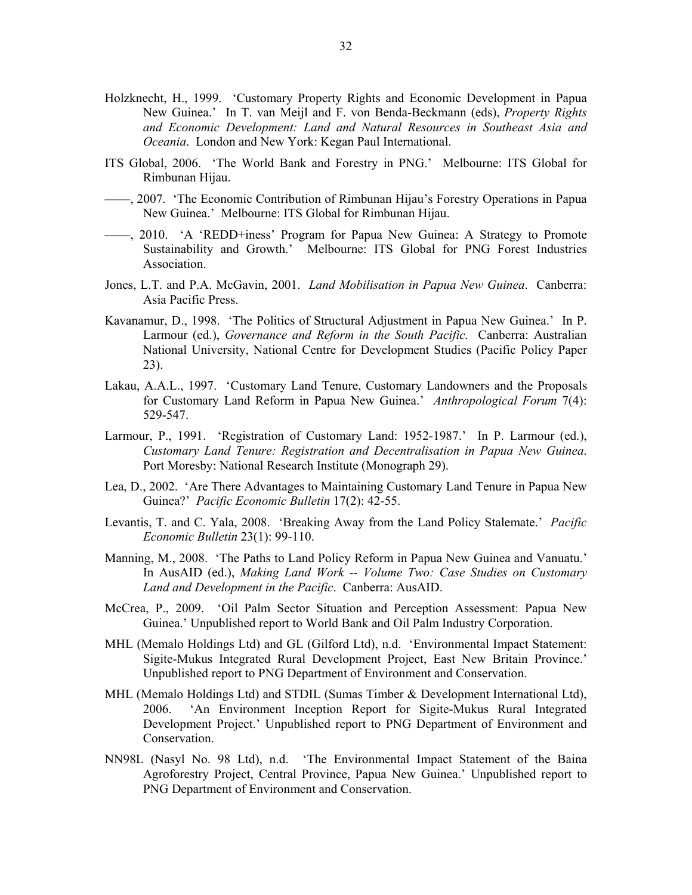Holzknecht, H., 1999. 'Customary Property Rights and Economic Development in Papua New Guinea.' In T. van Meijl and F. von Benda-Beckmann (eds), *Property Rights and Economic Development: Land and Natural Resources in Southeast Asia and Oceania*. London and New York: Kegan Paul International.

ITS Global, 2006. 'The World Bank and Forestry in PNG.' Melbourne: ITS Global for Rimbunan Hijau.

——, 2007. 'The Economic Contribution of Rimbunan Hijau's Forestry Operations in Papua New Guinea.' Melbourne: ITS Global for Rimbunan Hijau.

——, 2010. 'A 'REDD+iness' Program for Papua New Guinea: A Strategy to Promote Sustainability and Growth.' Melbourne: ITS Global for PNG Forest Industries Association.

Jones, L.T. and P.A. McGavin, 2001. *Land Mobilisation in Papua New Guinea*. Canberra: Asia Pacific Press.

Kavanamur, D., 1998. 'The Politics of Structural Adjustment in Papua New Guinea.' In P. Larmour (ed.), *Governance and Reform in the South Pacific*. Canberra: Australian National University, National Centre for Development Studies (Pacific Policy Paper 23).

Lakau, A.A.L., 1997. 'Customary Land Tenure, Customary Landowners and the Proposals for Customary Land Reform in Papua New Guinea.' *Anthropological Forum* 7(4): 529-547.

Larmour, P., 1991. 'Registration of Customary Land: 1952-1987.' In P. Larmour (ed.), *Customary Land Tenure: Registration and Decentralisation in Papua New Guinea*. Port Moresby: National Research Institute (Monograph 29).

Lea, D., 2002. 'Are There Advantages to Maintaining Customary Land Tenure in Papua New Guinea?' *Pacific Economic Bulletin* 17(2): 42-55.

Levantis, T. and C. Yala, 2008. 'Breaking Away from the Land Policy Stalemate.' *Pacific Economic Bulletin* 23(1): 99-110.

Manning, M., 2008. 'The Paths to Land Policy Reform in Papua New Guinea and Vanuatu.' In AusAID (ed.), *Making Land Work -- Volume Two: Case Studies on Customary Land and Development in the Pacific*. Canberra: AusAID.

McCrea, P., 2009. 'Oil Palm Sector Situation and Perception Assessment: Papua New Guinea.' Unpublished report to World Bank and Oil Palm Industry Corporation.

MHL (Memalo Holdings Ltd) and GL (Gilford Ltd), n.d. 'Environmental Impact Statement: Sigite-Mukus Integrated Rural Development Project, East New Britain Province.' Unpublished report to PNG Department of Environment and Conservation.

MHL (Memalo Holdings Ltd) and STDIL (Sumas Timber & Development International Ltd), 2006. 'An Environment Inception Report for Sigite-Mukus Rural Integrated Development Project.' Unpublished report to PNG Department of Environment and Conservation.

NN98L (Nasyl No. 98 Ltd), n.d. 'The Environmental Impact Statement of the Baina Agroforestry Project, Central Province, Papua New Guinea.' Unpublished report to PNG Department of Environment and Conservation.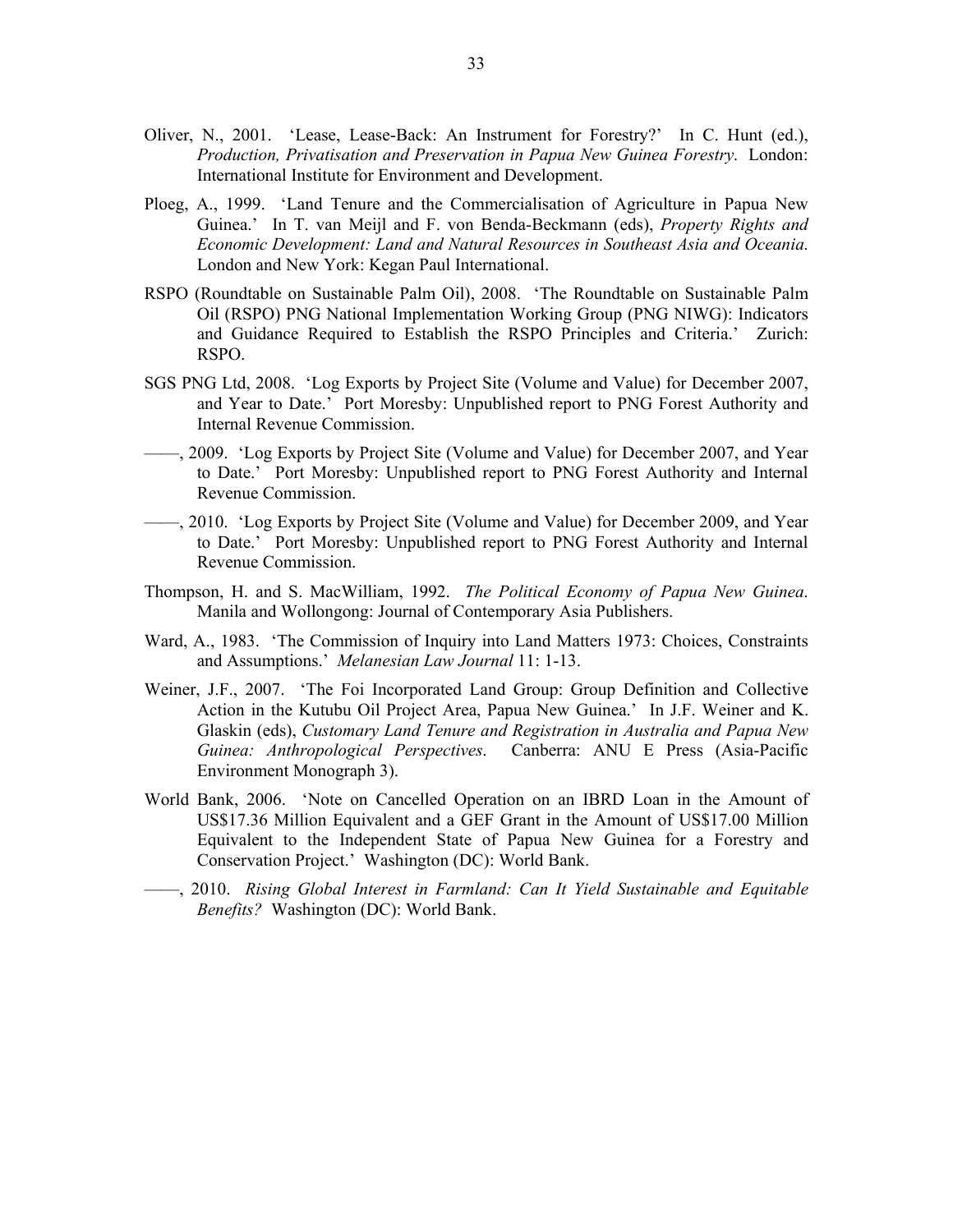Oliver, N., 2001. 'Lease, Lease-Back: An Instrument for Forestry?' In C. Hunt (ed.), *Production, Privatisation and Preservation in Papua New Guinea Forestry*. London: International Institute for Environment and Development.

Ploeg, A., 1999. 'Land Tenure and the Commercialisation of Agriculture in Papua New Guinea.' In T. van Meijl and F. von Benda-Beckmann (eds), *Property Rights and Economic Development: Land and Natural Resources in Southeast Asia and Oceania.* London and New York: Kegan Paul International.

RSPO (Roundtable on Sustainable Palm Oil), 2008. 'The Roundtable on Sustainable Palm Oil (RSPO) PNG National Implementation Working Group (PNG NIWG): Indicators and Guidance Required to Establish the RSPO Principles and Criteria.' Zurich: RSPO.

SGS PNG Ltd, 2008. 'Log Exports by Project Site (Volume and Value) for December 2007, and Year to Date.' Port Moresby: Unpublished report to PNG Forest Authority and Internal Revenue Commission.

——, 2009. 'Log Exports by Project Site (Volume and Value) for December 2007, and Year to Date.' Port Moresby: Unpublished report to PNG Forest Authority and Internal Revenue Commission.

——, 2010. 'Log Exports by Project Site (Volume and Value) for December 2009, and Year to Date.' Port Moresby: Unpublished report to PNG Forest Authority and Internal Revenue Commission.

Thompson, H. and S. MacWilliam, 1992. *The Political Economy of Papua New Guinea*. Manila and Wollongong: Journal of Contemporary Asia Publishers.

Ward, A., 1983. 'The Commission of Inquiry into Land Matters 1973: Choices, Constraints and Assumptions.' *Melanesian Law Journal* 11: 1-13.

Weiner, J.F., 2007. 'The Foi Incorporated Land Group: Group Definition and Collective Action in the Kutubu Oil Project Area, Papua New Guinea.' In J.F. Weiner and K. Glaskin (eds), *Customary Land Tenure and Registration in Australia and Papua New Guinea: Anthropological Perspectives*. Canberra: ANU E Press (Asia-Pacific Environment Monograph 3).

World Bank, 2006. 'Note on Cancelled Operation on an IBRD Loan in the Amount of US$17.36 Million Equivalent and a GEF Grant in the Amount of US$17.00 Million Equivalent to the Independent State of Papua New Guinea for a Forestry and Conservation Project.' Washington (DC): World Bank.

——, 2010. *Rising Global Interest in Farmland: Can It Yield Sustainable and Equitable Benefits?* Washington (DC): World Bank.